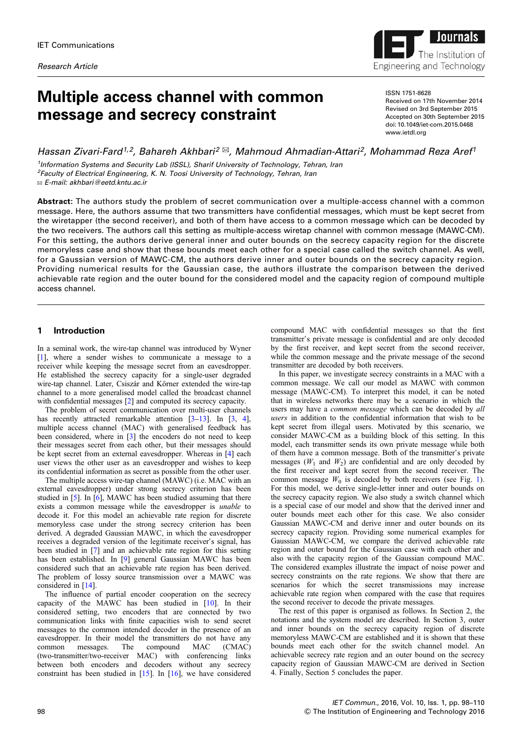IET Communications

*Research Article*

# Multiple access channel with common message and secrecy constraint

ISSN 1751-8628
Received on 17th November 2014
Revised on 3rd September 2015
Accepted on 30th September 2015
doi: 10.1049/iet-com.2015.0468
www.ietdl.org

*Hassan Zivari-Fard[1,2], Bahareh Akhbari[2] ✉, Mahmoud Ahmadian-Attari[2], Mohammad Reza Aref[1]*

[1]Information Systems and Security Lab (ISSL), Sharif University of Technology, Tehran, Iran
[2]Faculty of Electrical Engineering, K. N. Toosi University of Technology, Tehran, Iran
✉ E-mail: akhbari@eetd.kntu.ac.ir

**Abstract:** The authors study the problem of secret communication over a multiple-access channel with a common message. Here, the authors assume that two transmitters have confidential messages, which must be kept secret from the wiretapper (the second receiver), and both of them have access to a common message which can be decoded by the two receivers. The authors call this setting as multiple-access wiretap channel with common message (MAWC-CM). For this setting, the authors derive general inner and outer bounds on the secrecy capacity region for the discrete memoryless case and show that these bounds meet each other for a special case called the switch channel. As well, for a Gaussian version of MAWC-CM, the authors derive inner and outer bounds on the secrecy capacity region. Providing numerical results for the Gaussian case, the authors illustrate the comparison between the derived achievable rate region and the outer bound for the considered model and the capacity region of compound multiple access channel.

## 1 Introduction

In a seminal work, the wire-tap channel was introduced by Wyner [1], where a sender wishes to communicate a message to a receiver while keeping the message secret from an eavesdropper. He established the secrecy capacity for a single-user degraded wire-tap channel. Later, Csiszár and Körner extended the wire-tap channel to a more generalised model called the broadcast channel with confidential messages [2] and computed its secrecy capacity.

The problem of secret communication over multi-user channels has recently attracted remarkable attention [3–13]. In [3, 4], multiple access channel (MAC) with generalised feedback has been considered, where in [3] the encoders do not need to keep their messages secret from each other, but their messages should be kept secret from an external eavesdropper. Whereas in [4] each user views the other user as an eavesdropper and wishes to keep its confidential information as secret as possible from the other user.

The multiple access wire-tap channel (MAWC) (i.e. MAC with an external eavesdropper) under strong secrecy criterion has been studied in [5]. In [6], MAWC has been studied assuming that there exists a common message while the eavesdropper is *unable* to decode it. For this model an achievable rate region for discrete memoryless case under the strong secrecy criterion has been derived. A degraded Gaussian MAWC, in which the eavesdropper receives a degraded version of the legitimate receiver's signal, has been studied in [7] and an achievable rate region for this setting has been established. In [9] general Gaussian MAWC has been considered such that an achievable rate region has been derived. The problem of lossy source transmission over a MAWC was considered in [14].

The influence of partial encoder cooperation on the secrecy capacity of the MAWC has been studied in [10]. In their considered setting, two encoders that are connected by two communication links with finite capacities wish to send secret messages to the common intended decoder in the presence of an eavesdropper. In their model the transmitters do not have any common messages. The compound MAC (CMAC) (two-transmitter/two-receiver MAC) with conferencing links between both encoders and decoders without any secrecy constraint has been studied in [15]. In [16], we have considered compound MAC with confidential messages so that the first transmitter's private message is confidential and are only decoded by the first receiver, and kept secret from the second receiver, while the common message and the private message of the second transmitter are decoded by both receivers.

In this paper, we investigate secrecy constraints in a MAC with a common message. We call our model as MAWC with common message (MAWC-CM). To interpret this model, it can be noted that in wireless networks there may be a scenario in which the users may have a *common message* which can be decoded by *all users* in addition to the confidential information that wish to be kept secret from illegal users. Motivated by this scenario, we consider MAWC-CM as a building block of this setting. In this model, each transmitter sends its own private message while both of them have a common message. Both of the transmitter's private messages ($W_1$ and $W_2$) are confidential and are only decoded by the first receiver and kept secret from the second receiver. The common message $W_0$ is decoded by both receivers (see Fig. 1). For this model, we derive single-letter inner and outer bounds on the secrecy capacity region. We also study a switch channel which is a special case of our model and show that the derived inner and outer bounds meet each other for this case. We also consider Gaussian MAWC-CM and derive inner and outer bounds on its secrecy capacity region. Providing some numerical examples for Gaussian MAWC-CM, we compare the derived achievable rate region and outer bound for the Gaussian case with each other and also with the capacity region of the Gaussian compound MAC. The considered examples illustrate the impact of noise power and secrecy constraints on the rate regions. We show that there are scenarios for which the secret transmissions may increase achievable rate region when compared with the case that requires the second receiver to decode the private messages.

The rest of this paper is organised as follows. In Section 2, the notations and the system model are described. In Section 3, outer and inner bounds on the secrecy capacity region of discrete memoryless MAWC-CM are established and it is shown that these bounds meet each other for the switch channel model. An achievable secrecy rate region and an outer bound on the secrecy capacity region of Gaussian MAWC-CM are derived in Section 4. Finally, Section 5 concludes the paper.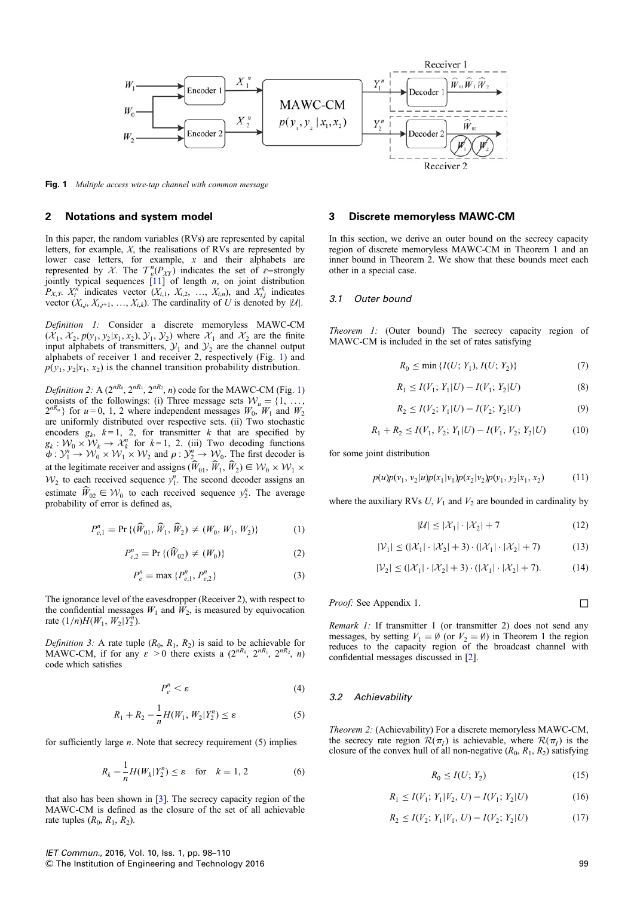Fig. 1 *Multiple access wire-tap channel with common message*

## 2 Notations and system model

In this paper, the random variables (RVs) are represented by capital letters, for example, $X$, the realisations of RVs are represented by lower case letters, for example, $x$ and their alphabets are represented by $\mathcal{X}$. The $\mathcal{T}_\varepsilon^n(P_{XY})$ indicates the set of $\varepsilon$–strongly jointly typical sequences [11] of length $n$, on joint distribution $P_{X,Y}$. $X_i^n$ indicates vector $(X_{i,1}, X_{i,2}, \ldots, X_{i,n})$, and $X_{i,j}^k$ indicates vector $(X_{i,j}, X_{i,j+1}, \ldots, X_{i,k})$. The cardinality of $U$ is denoted by $|\mathcal{U}|$.

*Definition 1:* Consider a discrete memoryless MAWC-CM $(\mathcal{X}_1, \mathcal{X}_2, p(y_1, y_2|x_1, x_2), \mathcal{Y}_1, \mathcal{Y}_2)$ where $\mathcal{X}_1$ and $\mathcal{X}_2$ are the finite input alphabets of transmitters, $\mathcal{Y}_1$ and $\mathcal{Y}_2$ are the channel output alphabets of receiver 1 and receiver 2, respectively (Fig. 1) and $p(y_1, y_2|x_1, x_2)$ is the channel transition probability distribution.

*Definition 2:* A $(2^{nR_0}, 2^{nR_1}, 2^{nR_2}, n)$ code for the MAWC-CM (Fig. 1) consists of the followings: (i) Three message sets $\mathcal{W}_u = \{1, \ldots, 2^{nR_u}\}$ for $u = 0, 1, 2$ where independent messages $W_0$, $W_1$ and $W_2$ are uniformly distributed over respective sets. (ii) Two stochastic encoders $g_k$, $k = 1, 2$, for transmitter $k$ that are specified by $g_k : \mathcal{W}_0 \times \mathcal{W}_k \to \mathcal{X}_k^n$ for $k = 1, 2$. (iii) Two decoding functions $\phi : \mathcal{Y}_1^n \to \mathcal{W}_0 \times \mathcal{W}_1 \times \mathcal{W}_2$ and $\rho : \mathcal{Y}_2^n \to \mathcal{W}_0$. The first decoder is at the legitimate receiver and assigns $(\widehat{W}_{01}, \widehat{W}_1, \widehat{W}_2) \in \mathcal{W}_0 \times \mathcal{W}_1 \times \mathcal{W}_2$ to each received sequence $y_1^n$. The second decoder assigns an estimate $\widehat{W}_{02} \in \mathcal{W}_0$ to each received sequence $y_2^n$. The average probability of error is defined as,

$$P_{e,1}^n = \Pr\{(\widehat{W}_{01}, \widehat{W}_1, \widehat{W}_2) \neq (W_0, W_1, W_2)\} \tag{1}$$

$$P_{e,2}^n = \Pr\{(\widehat{W}_{02}) \neq (W_0)\} \tag{2}$$

$$P_e^n = \max\{P_{e,1}^n, P_{e,2}^n\} \tag{3}$$

The ignorance level of the eavesdropper (Receiver 2), with respect to the confidential messages $W_1$ and $W_2$, is measured by equivocation rate $(1/n)H(W_1, W_2|Y_2^n)$.

*Definition 3:* A rate tuple $(R_0, R_1, R_2)$ is said to be achievable for MAWC-CM, if for any $\varepsilon > 0$ there exists a $(2^{nR_0}, 2^{nR_1}, 2^{nR_2}, n)$ code which satisfies

$$P_e^n < \varepsilon \tag{4}$$

$$R_1 + R_2 - \frac{1}{n}H(W_1, W_2|Y_2^n) \leq \varepsilon \tag{5}$$

for sufficiently large $n$. Note that secrecy requirement (5) implies

$$R_k - \frac{1}{n}H(W_k|Y_2^n) \leq \varepsilon \quad \text{for} \quad k = 1, 2 \tag{6}$$

that also has been shown in [3]. The secrecy capacity region of the MAWC-CM is defined as the closure of the set of all achievable rate tuples $(R_0, R_1, R_2)$.

## 3 Discrete memoryless MAWC-CM

In this section, we derive an outer bound on the secrecy capacity region of discrete memoryless MAWC-CM in Theorem 1 and an inner bound in Theorem 2. We show that these bounds meet each other in a special case.

### 3.1 Outer bound

*Theorem 1:* (Outer bound) The secrecy capacity region of MAWC-CM is included in the set of rates satisfying

$$R_0 \leq \min\{I(U; Y_1), I(U; Y_2)\} \tag{7}$$

$$R_1 \leq I(V_1; Y_1|U) - I(V_1; Y_2|U) \tag{8}$$

$$R_2 \leq I(V_2; Y_1|U) - I(V_2; Y_2|U) \tag{9}$$

$$R_1 + R_2 \leq I(V_1, V_2; Y_1|U) - I(V_1, V_2; Y_2|U) \tag{10}$$

for some joint distribution

$$p(u)p(v_1, v_2|u)p(x_1|v_1)p(x_2|v_2)p(y_1, y_2|x_1, x_2) \tag{11}$$

where the auxiliary RVs $U$, $V_1$ and $V_2$ are bounded in cardinality by

$$|\mathcal{U}| \leq |\mathcal{X}_1| \cdot |\mathcal{X}_2| + 7 \tag{12}$$

$$|\mathcal{V}_1| \leq (|\mathcal{X}_1| \cdot |\mathcal{X}_2| + 3) \cdot (|\mathcal{X}_1| \cdot |\mathcal{X}_2| + 7) \tag{13}$$

$$|\mathcal{V}_2| \leq (|\mathcal{X}_1| \cdot |\mathcal{X}_2| + 3) \cdot (|\mathcal{X}_1| \cdot |\mathcal{X}_2| + 7). \tag{14}$$

*Proof:* See Appendix 1. □

*Remark 1:* If transmitter 1 (or transmitter 2) does not send any messages, by setting $V_1 = \emptyset$ (or $V_2 = \emptyset$) in Theorem 1 the region reduces to the capacity region of the broadcast channel with confidential messages discussed in [2].

### 3.2 Achievability

*Theorem 2:* (Achievability) For a discrete memoryless MAWC-CM, the secrecy rate region $\mathcal{R}(\pi_I)$ is achievable, where $\mathcal{R}(\pi_I)$ is the closure of the convex hull of all non-negative $(R_0, R_1, R_2)$ satisfying

$$R_0 \leq I(U; Y_2) \tag{15}$$

$$R_1 \leq I(V_1; Y_1|V_2, U) - I(V_1; Y_2|U) \tag{16}$$

$$R_2 \leq I(V_2; Y_1|V_1, U) - I(V_2; Y_2|U) \tag{17}$$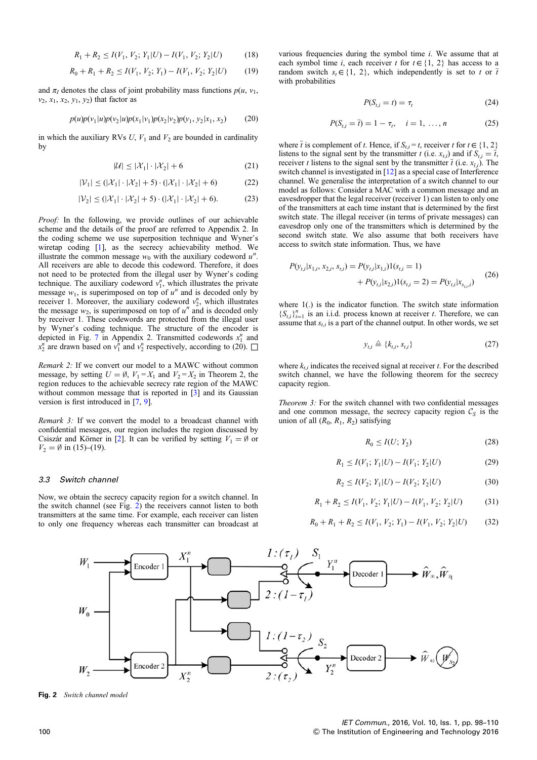$$R_1 + R_2 \le I(V_1, V_2; Y_1|U) - I(V_1, V_2; Y_2|U) \quad (18)$$

$$R_0 + R_1 + R_2 \le I(V_1, V_2; Y_1) - I(V_1, V_2; Y_2|U) \quad (19)$$

and $\pi_I$ denotes the class of joint probability mass functions $p(u, v_1, v_2, x_1, x_2, y_1, y_2)$ that factor as

$$p(u)p(v_1|u)p(v_2|u)p(x_1|v_1)p(x_2|v_2)p(y_1, y_2|x_1, x_2) \quad (20)$$

in which the auxiliary RVs $U$, $V_1$ and $V_2$ are bounded in cardinality by

$$|\mathcal{U}| \le |\mathcal{X}_1| \cdot |\mathcal{X}_2| + 6 \quad (21)$$

$$|\mathcal{V}_1| \le (|\mathcal{X}_1| \cdot |\mathcal{X}_2| + 5) \cdot (|\mathcal{X}_1| \cdot |\mathcal{X}_2| + 6) \quad (22)$$

$$|\mathcal{V}_2| \le (|\mathcal{X}_1| \cdot |\mathcal{X}_2| + 5) \cdot (|\mathcal{X}_1| \cdot |\mathcal{X}_2| + 6). \quad (23)$$

*Proof:* In the following, we provide outlines of our achievable scheme and the details of the proof are referred to Appendix 2. In the coding scheme we use superposition technique and Wyner's wiretap coding [1], as the secrecy achievability method. We illustrate the common message $w_0$ with the auxiliary codeword $u^n$. All receivers are able to decode this codeword. Therefore, it does not need to be protected from the illegal user by Wyner's coding technique. The auxiliary codeword $v_1^n$, which illustrates the private message $w_1$, is superimposed on top of $u^n$ and is decoded only by receiver 1. Moreover, the auxiliary codeword $v_2^n$, which illustrates the message $w_2$, is superimposed on top of $u^n$ and is decoded only by receiver 1. These codewords are protected from the illegal user by Wyner's coding technique. The structure of the encoder is depicted in Fig. 7 in Appendix 2. Transmitted codewords $x_1^n$ and $x_2^n$ are drawn based on $v_1^n$ and $v_2^n$ respectively, according to (20). □

*Remark 2:* If we convert our model to a MAWC without common message, by setting $U = \emptyset$, $V_1 = X_1$ and $V_2 = X_2$ in Theorem 2, the region reduces to the achievable secrecy rate region of the MAWC without common message that is reported in [3] and its Gaussian version is first introduced in [7, 9].

*Remark 3:* If we convert the model to a broadcast channel with confidential messages, our region includes the region discussed by Csiszár and Körner in [2]. It can be verified by setting $V_1 = \emptyset$ or $V_2 = \emptyset$ in (15)–(19).

### 3.3 Switch channel

Now, we obtain the secrecy capacity region for a switch channel. In the switch channel (see Fig. 2) the receivers cannot listen to both transmitters at the same time. For example, each receiver can listen to only one frequency whereas each transmitter can broadcast at various frequencies during the symbol time $i$. We assume that at each symbol time $i$, each receiver $t$ for $t \in \{1, 2\}$ has access to a random switch $s_t \in \{1, 2\}$, which independently is set to $t$ or $\bar{t}$ with probabilities

$$P(S_{t,i} = t) = \tau_t \quad (24)$$

$$P(S_{t,i} = \bar{t}) = 1 - \tau_t, \quad i = 1, \ldots, n \quad (25)$$

where $\bar{t}$ is complement of $t$. Hence, if $S_{t,i} = t$, receiver $t$ for $t \in \{1, 2\}$ listens to the signal sent by the transmitter $t$ (i.e. $x_{t,i}$) and if $S_{t,i} = \bar{t}$, receiver $t$ listens to the signal sent by the transmitter $\bar{t}$ (i.e. $x_{\bar{t},i}$). The switch channel is investigated in [12] as a special case of Interference channel. We generalise the interpretation of a switch channel to our model as follows: Consider a MAC with a common message and an eavesdropper that the legal receiver (receiver 1) can listen to only one of the transmitters at each time instant that is determined by the first switch state. The illegal receiver (in terms of private messages) can eavesdrop only one of the transmitters which is determined by the second switch state. We also assume that both receivers have access to switch state information. Thus, we have

$$P(y_{t,i}|x_{1,i}, x_{2,i}, s_{t,i}) = P(y_{t,i}|x_{1,i})1(s_{t,i} = 1) + P(y_{t,i}|x_{2,i})1(s_{t,i} = 2) = P(y_{t,i}|x_{s_{t,i},i}) \quad (26)$$

where 1(.) is the indicator function. The switch state information $\{S_{t,i}\}_{i=1}^n$ is an i.i.d. process known at receiver $t$. Therefore, we can assume that $s_{t,i}$ is a part of the channel output. In other words, we set

$$y_{t,i} \triangleq \{k_{t,i}, s_{t,i}\} \quad (27)$$

where $k_{t,i}$ indicates the received signal at receiver $t$. For the described switch channel, we have the following theorem for the secrecy capacity region.

*Theorem 3:* For the switch channel with two confidential messages and one common message, the secrecy capacity region $\mathcal{C}_S$ is the union of all $(R_0, R_1, R_2)$ satisfying

$$R_0 \le I(U; Y_2) \quad (28)$$

$$R_1 \le I(V_1; Y_1|U) - I(V_1; Y_2|U) \quad (29)$$

$$R_2 \le I(V_2; Y_1|U) - I(V_2; Y_2|U) \quad (30)$$

$$R_1 + R_2 \le I(V_1, V_2; Y_1|U) - I(V_1, V_2; Y_2|U) \quad (31)$$

$$R_0 + R_1 + R_2 \le I(V_1, V_2; Y_1) - I(V_1, V_2; Y_2|U) \quad (32)$$

**Fig. 2** *Switch channel model*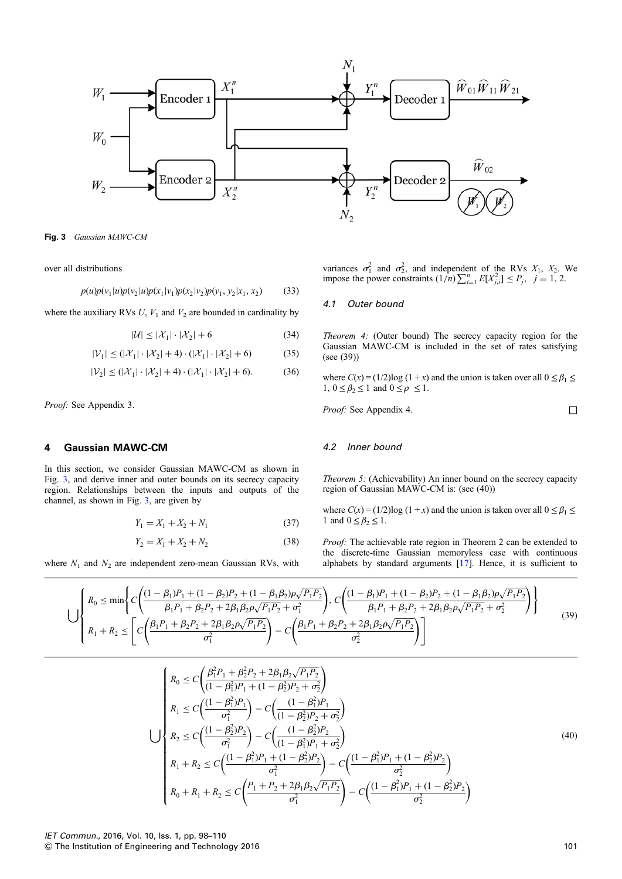Fig. 3 *Gaussian MAWC-CM*

over all distributions

$$p(u)p(v_1|u)p(v_2|u)p(x_1|v_1)p(x_2|v_2)p(y_1, y_2|x_1, x_2) \tag{33}$$

where the auxiliary RVs $U$, $V_1$ and $V_2$ are bounded in cardinality by

$$|\mathcal{U}| \le |\mathcal{X}_1| \cdot |\mathcal{X}_2| + 6 \tag{34}$$

$$|\mathcal{V}_1| \le (|\mathcal{X}_1| \cdot |\mathcal{X}_2| + 4) \cdot (|\mathcal{X}_1| \cdot |\mathcal{X}_2| + 6) \tag{35}$$

$$|\mathcal{V}_2| \le (|\mathcal{X}_1| \cdot |\mathcal{X}_2| + 4) \cdot (|\mathcal{X}_1| \cdot |\mathcal{X}_2| + 6). \tag{36}$$

*Proof:* See Appendix 3.

## 4 Gaussian MAWC-CM

In this section, we consider Gaussian MAWC-CM as shown in Fig. 3, and derive inner and outer bounds on its secrecy capacity region. Relationships between the inputs and outputs of the channel, as shown in Fig. 3, are given by

$$Y_1 = X_1 + X_2 + N_1 \tag{37}$$

$$Y_2 = X_1 + X_2 + N_2 \tag{38}$$

where $N_1$ and $N_2$ are independent zero-mean Gaussian RVs, with variances $\sigma_1^2$ and $\sigma_2^2$, and independent of the RVs $X_1$, $X_2$. We impose the power constraints $(1/n)\sum_{i=1}^{n} E[X_{j,i}^2] \le P_j, \quad j = 1, 2$.

### 4.1 Outer bound

*Theorem 4:* (Outer bound) The secrecy capacity region for the Gaussian MAWC-CM is included in the set of rates satisfying (see (39))

where $C(x) = (1/2)\log(1 + x)$ and the union is taken over all $0 \le \beta_1 \le 1$, $0 \le \beta_2 \le 1$ and $0 \le \rho \le 1$.

*Proof:* See Appendix 4. □

### 4.2 Inner bound

*Theorem 5:* (Achievability) An inner bound on the secrecy capacity region of Gaussian MAWC-CM is: (see (40))

where $C(x) = (1/2)\log(1 + x)$ and the union is taken over all $0 \le \beta_1 \le 1$ and $0 \le \beta_2 \le 1$.

*Proof:* The achievable rate region in Theorem 2 can be extended to the discrete-time Gaussian memoryless case with continuous alphabets by standard arguments [17]. Hence, it is sufficient to

$$\bigcup \left\{ \begin{array}{l} R_0 \le \min\left\{ C\left(\dfrac{(1-\beta_1)P_1 + (1-\beta_2)P_2 + (1-\beta_1\beta_2)\rho\sqrt{P_1P_2}}{\beta_1P_1 + \beta_2P_2 + 2\beta_1\beta_2\rho\sqrt{P_1P_2} + \sigma_1^2}\right), C\left(\dfrac{(1-\beta_1)P_1 + (1-\beta_2)P_2 + (1-\beta_1\beta_2)\rho\sqrt{P_1P_2}}{\beta_1P_1 + \beta_2P_2 + 2\beta_1\beta_2\rho\sqrt{P_1P_2} + \sigma_2^2}\right) \right\} \\ R_1 + R_2 \le \left[ C\left(\dfrac{\beta_1P_1 + \beta_2P_2 + 2\beta_1\beta_2\rho\sqrt{P_1P_2}}{\sigma_1^2}\right) - C\left(\dfrac{\beta_1P_1 + \beta_2P_2 + 2\beta_1\beta_2\rho\sqrt{P_1P_2}}{\sigma_2^2}\right) \right] \end{array} \right. \tag{39}$$

$$\bigcup \left\{ \begin{array}{l} R_0 \le C\left(\dfrac{\beta_1^2P_1 + \beta_2^2P_2 + 2\beta_1\beta_2\sqrt{P_1P_2}}{(1-\beta_1^2)P_1 + (1-\beta_2^2)P_2 + \sigma_2^2}\right) \\ R_1 \le C\left(\dfrac{(1-\beta_1^2)P_1}{\sigma_1^2}\right) - C\left(\dfrac{(1-\beta_1^2)P_1}{(1-\beta_2^2)P_2 + \sigma_2^2}\right) \\ R_2 \le C\left(\dfrac{(1-\beta_2^2)P_2}{\sigma_1^2}\right) - C\left(\dfrac{(1-\beta_2^2)P_2}{(1-\beta_1^2)P_1 + \sigma_2^2}\right) \\ R_1 + R_2 \le C\left(\dfrac{(1-\beta_1^2)P_1 + (1-\beta_2^2)P_2}{\sigma_1^2}\right) - C\left(\dfrac{(1-\beta_1^2)P_1 + (1-\beta_2^2)P_2}{\sigma_2^2}\right) \\ R_0 + R_1 + R_2 \le C\left(\dfrac{P_1 + P_2 + 2\beta_1\beta_2\sqrt{P_1P_2}}{\sigma_1^2}\right) - C\left(\dfrac{(1-\beta_1^2)P_1 + (1-\beta_2^2)P_2}{\sigma_2^2}\right) \end{array} \right. \tag{40}$$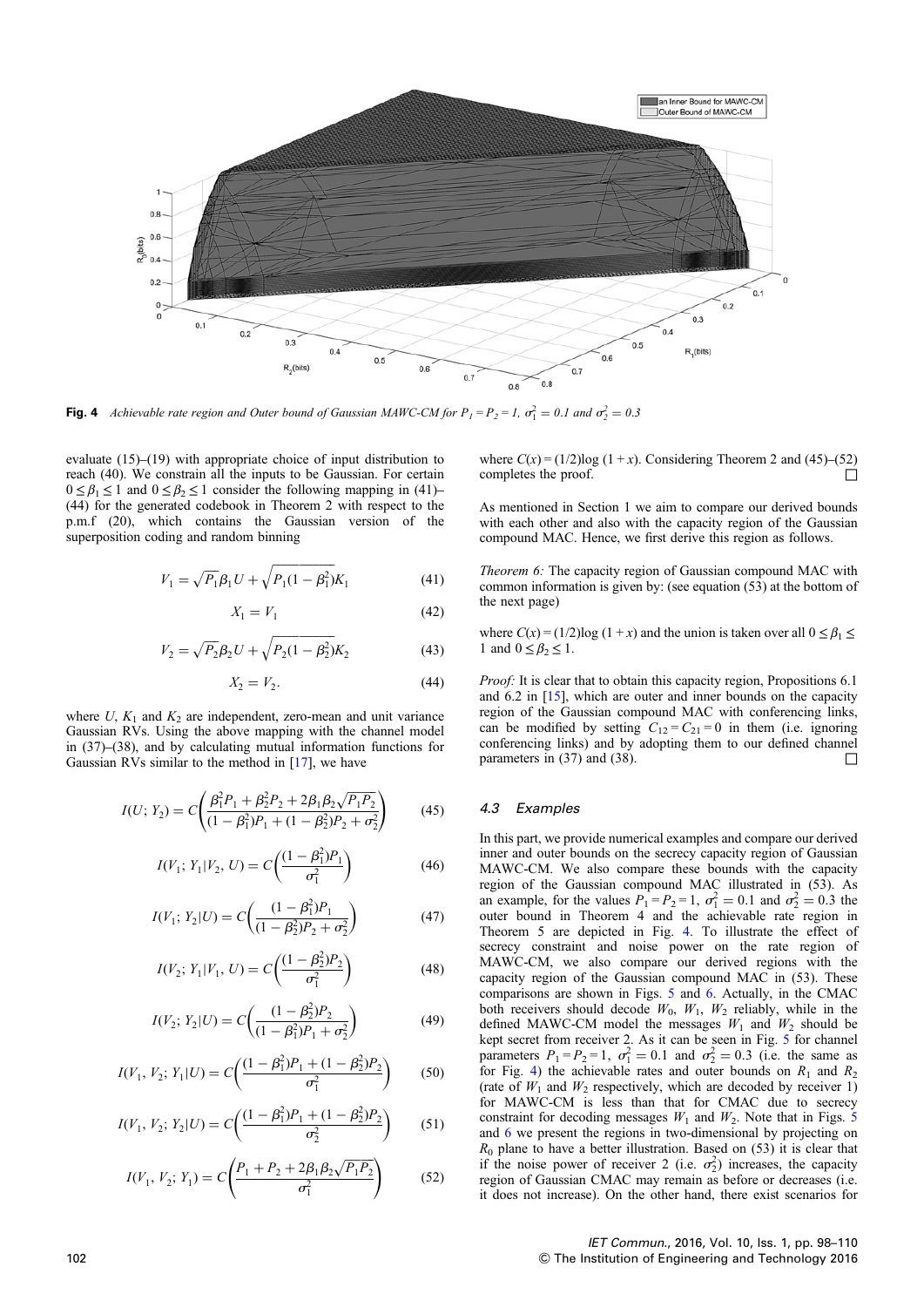**Fig. 4** *Achievable rate region and Outer bound of Gaussian MAWC-CM for $P_1 = P_2 = 1$, $\sigma_1^2 = 0.1$ and $\sigma_2^2 = 0.3$*

evaluate (15)–(19) with appropriate choice of input distribution to reach (40). We constrain all the inputs to be Gaussian. For certain $0 \le \beta_1 \le 1$ and $0 \le \beta_2 \le 1$ consider the following mapping in (41)–(44) for the generated codebook in Theorem 2 with respect to the p.m.f (20), which contains the Gaussian version of the superposition coding and random binning

$$V_1 = \sqrt{P_1}\beta_1 U + \sqrt{P_1(1-\beta_1^2)}K_1 \tag{41}$$

$$X_1 = V_1 \tag{42}$$

$$V_2 = \sqrt{P_2}\beta_2 U + \sqrt{P_2(1-\beta_2^2)}K_2 \tag{43}$$

$$X_2 = V_2. \tag{44}$$

where $U$, $K_1$ and $K_2$ are independent, zero-mean and unit variance Gaussian RVs. Using the above mapping with the channel model in (37)–(38), and by calculating mutual information functions for Gaussian RVs similar to the method in [17], we have

$$I(U; Y_2) = C\left(\frac{\beta_1^2 P_1 + \beta_2^2 P_2 + 2\beta_1\beta_2\sqrt{P_1 P_2}}{(1-\beta_1^2)P_1 + (1-\beta_2^2)P_2 + \sigma_2^2}\right) \tag{45}$$

$$I(V_1; Y_1|V_2, U) = C\left(\frac{(1-\beta_1^2)P_1}{\sigma_1^2}\right) \tag{46}$$

$$I(V_1; Y_2|U) = C\left(\frac{(1-\beta_1^2)P_1}{(1-\beta_2^2)P_2 + \sigma_2^2}\right) \tag{47}$$

$$I(V_2; Y_1|V_1, U) = C\left(\frac{(1-\beta_2^2)P_2}{\sigma_1^2}\right) \tag{48}$$

$$I(V_2; Y_2|U) = C\left(\frac{(1-\beta_2^2)P_2}{(1-\beta_1^2)P_1 + \sigma_2^2}\right) \tag{49}$$

$$I(V_1, V_2; Y_1|U) = C\left(\frac{(1-\beta_1^2)P_1 + (1-\beta_2^2)P_2}{\sigma_1^2}\right) \tag{50}$$

$$I(V_1, V_2; Y_2|U) = C\left(\frac{(1-\beta_1^2)P_1 + (1-\beta_2^2)P_2}{\sigma_2^2}\right) \tag{51}$$

$$I(V_1, V_2; Y_1) = C\left(\frac{P_1 + P_2 + 2\beta_1\beta_2\sqrt{P_1 P_2}}{\sigma_1^2}\right) \tag{52}$$

where $C(x) = (1/2)\log(1 + x)$. Considering Theorem 2 and (45)–(52) completes the proof. □

As mentioned in Section 1 we aim to compare our derived bounds with each other and also with the capacity region of the Gaussian compound MAC. Hence, we first derive this region as follows.

*Theorem 6:* The capacity region of Gaussian compound MAC with common information is given by: (see equation (53) at the bottom of the next page)

where $C(x) = (1/2)\log(1 + x)$ and the union is taken over all $0 \le \beta_1 \le 1$ and $0 \le \beta_2 \le 1$.

*Proof:* It is clear that to obtain this capacity region, Propositions 6.1 and 6.2 in [15], which are outer and inner bounds on the capacity region of the Gaussian compound MAC with conferencing links, can be modified by setting $C_{12} = C_{21} = 0$ in them (i.e. ignoring conferencing links) and by adopting them to our defined channel parameters in (37) and (38). □

### 4.3 Examples

In this part, we provide numerical examples and compare our derived inner and outer bounds on the secrecy capacity region of Gaussian MAWC-CM. We also compare these bounds with the capacity region of the Gaussian compound MAC illustrated in (53). As an example, for the values $P_1 = P_2 = 1$, $\sigma_1^2 = 0.1$ and $\sigma_2^2 = 0.3$ the outer bound in Theorem 4 and the achievable rate region in Theorem 5 are depicted in Fig. 4. To illustrate the effect of secrecy constraint and noise power on the rate region of MAWC-CM, we also compare our derived regions with the capacity region of the Gaussian compound MAC in (53). These comparisons are shown in Figs. 5 and 6. Actually, in the CMAC both receivers should decode $W_0$, $W_1$, $W_2$ reliably, while in the defined MAWC-CM model the messages $W_1$ and $W_2$ should be kept secret from receiver 2. As it can be seen in Fig. 5 for channel parameters $P_1 = P_2 = 1$, $\sigma_1^2 = 0.1$ and $\sigma_2^2 = 0.3$ (i.e. the same as for Fig. 4) the achievable rates and outer bounds on $R_1$ and $R_2$ (rate of $W_1$ and $W_2$ respectively, which are decoded by receiver 1) for MAWC-CM is less than that for CMAC due to secrecy constraint for decoding messages $W_1$ and $W_2$. Note that in Figs. 5 and 6 we present the regions in two-dimensional by projecting on $R_0$ plane to have a better illustration. Based on (53) it is clear that if the noise power of receiver 2 (i.e. $\sigma_2^2$) increases, the capacity region of Gaussian CMAC may remain as before or decreases (i.e. it does not increase). On the other hand, there exist scenarios for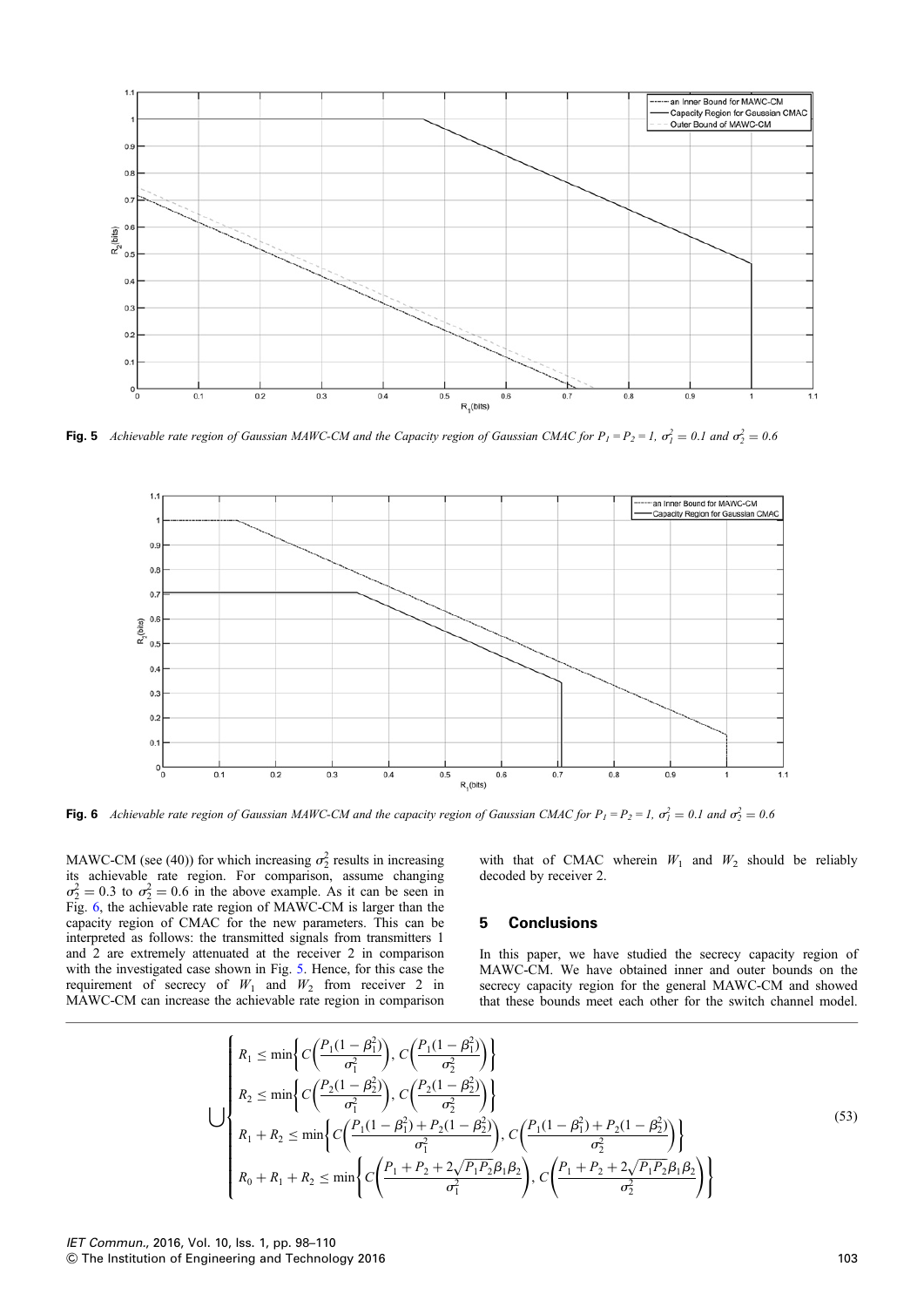**Fig. 5** *Achievable rate region of Gaussian MAWC-CM and the Capacity region of Gaussian CMAC for $P_1 = P_2 = 1$, $\sigma_1^2 = 0.1$ and $\sigma_2^2 = 0.6$*

**Fig. 6** *Achievable rate region of Gaussian MAWC-CM and the capacity region of Gaussian CMAC for $P_1 = P_2 = 1$, $\sigma_1^2 = 0.1$ and $\sigma_2^2 = 0.6$*

MAWC-CM (see (40)) for which increasing $\sigma_2^2$ results in increasing its achievable rate region. For comparison, assume changing $\sigma_2^2 = 0.3$ to $\sigma_2^2 = 0.6$ in the above example. As it can be seen in Fig. 6, the achievable rate region of MAWC-CM is larger than the capacity region of CMAC for the new parameters. This can be interpreted as follows: the transmitted signals from transmitters 1 and 2 are extremely attenuated at the receiver 2 in comparison with the investigated case shown in Fig. 5. Hence, for this case the requirement of secrecy of $W_1$ and $W_2$ from receiver 2 in MAWC-CM can increase the achievable rate region in comparison with that of CMAC wherein $W_1$ and $W_2$ should be reliably decoded by receiver 2.

## 5 Conclusions

In this paper, we have studied the secrecy capacity region of MAWC-CM. We have obtained inner and outer bounds on the secrecy capacity region for the general MAWC-CM and showed that these bounds meet each other for the switch channel model.

$$\bigcup \left\{ \begin{array}{l} R_1 \le \min\left\{ C\left(\dfrac{P_1(1-\beta_1^2)}{\sigma_1^2}\right), C\left(\dfrac{P_1(1-\beta_1^2)}{\sigma_2^2}\right) \right\} \\ R_2 \le \min\left\{ C\left(\dfrac{P_2(1-\beta_2^2)}{\sigma_1^2}\right), C\left(\dfrac{P_2(1-\beta_2^2)}{\sigma_2^2}\right) \right\} \\ R_1 + R_2 \le \min\left\{ C\left(\dfrac{P_1(1-\beta_1^2) + P_2(1-\beta_2^2)}{\sigma_1^2}\right), C\left(\dfrac{P_1(1-\beta_1^2) + P_2(1-\beta_2^2)}{\sigma_2^2}\right) \right\} \\ R_0 + R_1 + R_2 \le \min\left\{ C\left(\dfrac{P_1 + P_2 + 2\sqrt{P_1 P_2}\beta_1\beta_2}{\sigma_1^2}\right), C\left(\dfrac{P_1 + P_2 + 2\sqrt{P_1 P_2}\beta_1\beta_2}{\sigma_2^2}\right) \right\} \end{array} \right. \tag{53}$$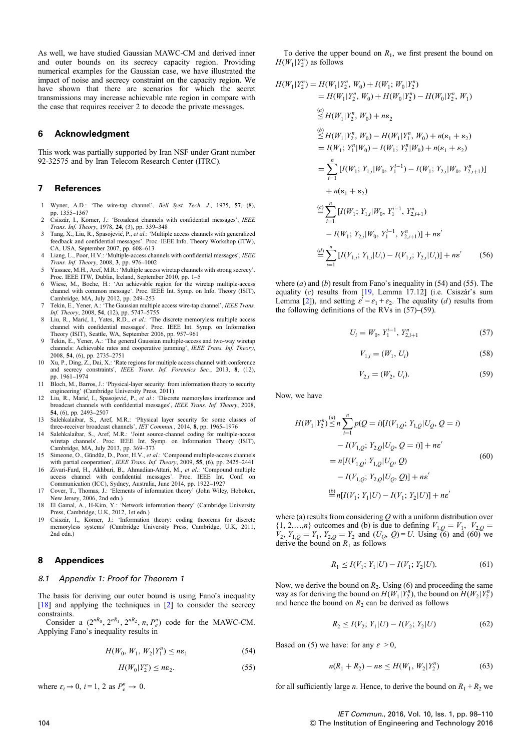As well, we have studied Gaussian MAWC-CM and derived inner and outer bounds on its secrecy capacity region. Providing numerical examples for the Gaussian case, we have illustrated the impact of noise and secrecy constraint on the capacity region. We have shown that there are scenarios for which the secret transmissions may increase achievable rate region in compare with the case that requires receiver 2 to decode the private messages.

## 6 Acknowledgment

This work was partially supported by Iran NSF under Grant number 92-32575 and by Iran Telecom Research Center (ITRC).

## 7 References

1. Wyner, A.D.: 'The wire-tap channel', *Bell Syst. Tech. J.*, 1975, **57**, (8), pp. 1355–1367
2. Csiszár, I., Körner, J.: 'Broadcast channels with confidential messages', *IEEE Trans. Inf. Theory*, 1978, **24**, (3), pp. 339–348
3. Tang, X., Liu, R., Spasojević, P., *et al.*: 'Multiple access channels with generalized feedback and confidential messages'. Proc. IEEE Info. Theory Workshop (ITW), CA, USA, September 2007, pp. 608–613
4. Liang, L., Poor, H.V.: 'Multiple-access channels with confidential messages', *IEEE Trans. Inf. Theory*, 2008, **3**, pp. 976–1002
5. Yassaee, M.H., Aref, M.R.: 'Multiple access wiretap channels with strong secrecy'. Proc. IEEE ITW, Dublin, Ireland, September 2010, pp. 1–5
6. Wiese, M., Boche, H.: 'An achievable region for the wiretap multiple-access channel with common message'. Proc. IEEE Int. Symp. on Info. Theory (ISIT), Cambridge, MA, July 2012, pp. 249–253
7. Tekin, E., Yener, A.: 'The Gaussian multiple access wire-tap channel', *IEEE Trans. Inf. Theory*, 2008, **54**, (12), pp. 5747–5755
8. Liu, R., Marić, I., Yates, R.D., *et al.*: 'The discrete memoryless multiple access channel with confidential messages'. Proc. IEEE Int. Symp. on Information Theory (ISIT), Seattle, WA, September 2006, pp. 957–961
9. Tekin, E., Yener, A.: 'The general Gaussian multiple-access and two-way wiretap channels: Achievable rates and cooperative jamming', *IEEE Trans. Inf. Theory*, 2008, **54**, (6), pp. 2735–2751
10. Xu, P., Ding, Z., Dai, X.: 'Rate regions for multiple access channel with conference and secrecy constraints', *IEEE Trans. Inf. Forensics Sec.*, 2013, **8**, (12), pp. 1961–1974
11. Bloch, M., Barros, J.: 'Physical-layer security: from information theory to security engineering' (Cambridge University Press, 2011)
12. Liu, R., Marić, I., Spasojević, P., *et al.*: 'Discrete memoryless interference and broadcast channels with confidential messages', *IEEE Trans. Inf. Theory*, 2008, **54**, (6), pp. 2493–2507
13. Salehkalaibar, S., Aref, M.R.: 'Physical layer security for some classes of three-receiver broadcast channels', *IET Commun.*, 2014, **8**, pp. 1965–1976
14. Salehkalaibar, S., Aref, M.R.: 'Joint source-channel coding for multiple-access wiretap channels'. Proc. IEEE Int. Symp. on Information Theory (ISIT), Cambridge, MA, July 2013, pp. 369–373
15. Simeone, O., Gündüz, D., Poor, H.V., *et al.*: 'Compound multiple-access channels with partial cooperation', *IEEE Trans. Inf. Theory*, 2009, **55**, (6), pp. 2425–2441
16. Zivari-Fard, H., Akhbari, B., Ahmadian-Attari, M., *et al.*: 'Compound multiple access channel with confidential messages'. Proc. IEEE Int. Conf. on Communication (ICC), Sydney, Australia, June 2014, pp. 1922–1927
17. Cover, T., Thomas, J.: 'Elements of information theory' (John Wiley, Hoboken, New Jersey, 2006, 2nd edn.)
18. El Gamal, A., H-Kim, Y.: 'Network information theory' (Cambridge University Press, Cambridge, U.K, 2012, 1st edn.)
19. Csiszár, I., Körner, J.: 'Information theory: coding theorems for discrete memoryless systems' (Cambridge University Press, Cambridge, U.K, 2011, 2nd edn.)

## 8 Appendices

### 8.1 Appendix 1: Proof for Theorem 1

The basis for deriving our outer bound is using Fano's inequality [18] and applying the techniques in [2] to consider the secrecy constraints.

Consider a $(2^{nR_0}, 2^{nR_1}, 2^{nR_2}, n, P_e^n)$ code for the MAWC-CM. Applying Fano's inequality results in

$$H(W_0, W_1, W_2|Y_1^n) \le n\varepsilon_1 \tag{54}$$

$$H(W_0|Y_2^n) \le n\varepsilon_2. \tag{55}$$

where $\varepsilon_i \to 0$, $i = 1, 2$ as $P_e^n \to 0$.

To derive the upper bound on $R_1$, we first present the bound on $H(W_1|Y_2^n)$ as follows

$$\begin{aligned}
H(W_1|Y_2^n) &= H(W_1|Y_2^n, W_0) + I(W_1; W_0|Y_2^n) \\
&= H(W_1|Y_2^n, W_0) + H(W_0|Y_2^n) - H(W_0|Y_2^n, W_1) \\
&\overset{(a)}{\le} H(W_1|Y_2^n, W_0) + n\varepsilon_2 \\
&\overset{(b)}{\le} H(W_1|Y_2^n, W_0) - H(W_1|Y_1^n, W_0) + n(\varepsilon_1 + \varepsilon_2) \\
&= I(W_1; Y_1^n|W_0) - I(W_1; Y_2^n|W_0) + n(\varepsilon_1 + \varepsilon_2) \\
&= \sum_{i=1}^{n} [I(W_1; Y_{1,i}|W_0, Y_1^{i-1}) - I(W_1; Y_{2,i}|W_0, Y_{2,i+1}^n)] \\
&\quad + n(\varepsilon_1 + \varepsilon_2) \\
&\overset{(c)}{=} \sum_{i=1}^{n} [I(W_1; Y_{1,i}|W_0, Y_1^{i-1}, Y_{2,i+1}^n) \\
&\quad - I(W_1; Y_{2,i}|W_0, Y_1^{i-1}, Y_{2,i+1}^n)] + n\varepsilon' \\
&\overset{(d)}{=} \sum_{i=1}^{n} [I(V_{1,i}; Y_{1,i}|U_i) - I(V_{1,i}; Y_{2,i}|U_i)] + n\varepsilon'
\end{aligned} \tag{56}$$

where (*a*) and (*b*) result from Fano's inequality in (54) and (55). The equality (*c*) results from [19, Lemma 17.12] (i.e. Csiszár's sum Lemma [2]), and setting $\varepsilon' = \varepsilon_1 + \varepsilon_2$. The equality (*d*) results from the following definitions of the RVs in (57)–(59).

$$U_i = W_0, Y_1^{i-1}, Y_{2,i+1}^n \tag{57}$$

$$V_{1,i} = (W_1, U_i) \tag{58}$$

$$V_{2,i} = (W_2, U_i). \tag{59}$$

Now, we have

$$\begin{aligned}
H(W_1|Y_2^n) &\overset{(a)}{\le} n \sum_{i=1}^{n} p(Q = i)[I(V_{1,Q}; Y_{1,Q}|U_Q, Q = i) \\
&\quad - I(V_{1,Q}; Y_{2,Q}|U_Q, Q = i)] + n\varepsilon' \\
&= n[I(V_{1,Q}; Y_{1,Q}|U_Q, Q) \\
&\quad - I(V_{1,Q}; Y_{2,Q}|U_Q, Q)] + n\varepsilon' \\
&\overset{(b)}{=} n[I(V_1; Y_1|U) - I(V_1; Y_2|U)] + n\varepsilon'
\end{aligned} \tag{60}$$

where (a) results from considering $Q$ with a uniform distribution over $\{1, 2,\ldots,n\}$ outcomes and (b) is due to defining $V_{1,Q} = V_1$, $V_{2,Q} = V_2$, $Y_{1,Q} = Y_1$, $Y_{2,Q} = Y_2$ and $(U_Q, Q) = U$. Using (6) and (60) we derive the bound on $R_1$ as follows

$$R_1 \le I(V_1; Y_1|U) - I(V_1; Y_2|U). \tag{61}$$

Now, we derive the bound on $R_2$. Using (6) and proceeding the same way as for deriving the bound on $H(W_1|Y_2^n)$, the bound on $H(W_2|Y_2^n)$ and hence the bound on $R_2$ can be derived as follows

$$R_2 \le I(V_2; Y_1|U) - I(V_2; Y_2|U) \tag{62}$$

Based on (5) we have: for any $\varepsilon > 0$,

$$n(R_1 + R_2) - n\varepsilon \le H(W_1, W_2|Y_2^n) \tag{63}$$

for all sufficiently large $n$. Hence, to derive the bound on $R_1 + R_2$ we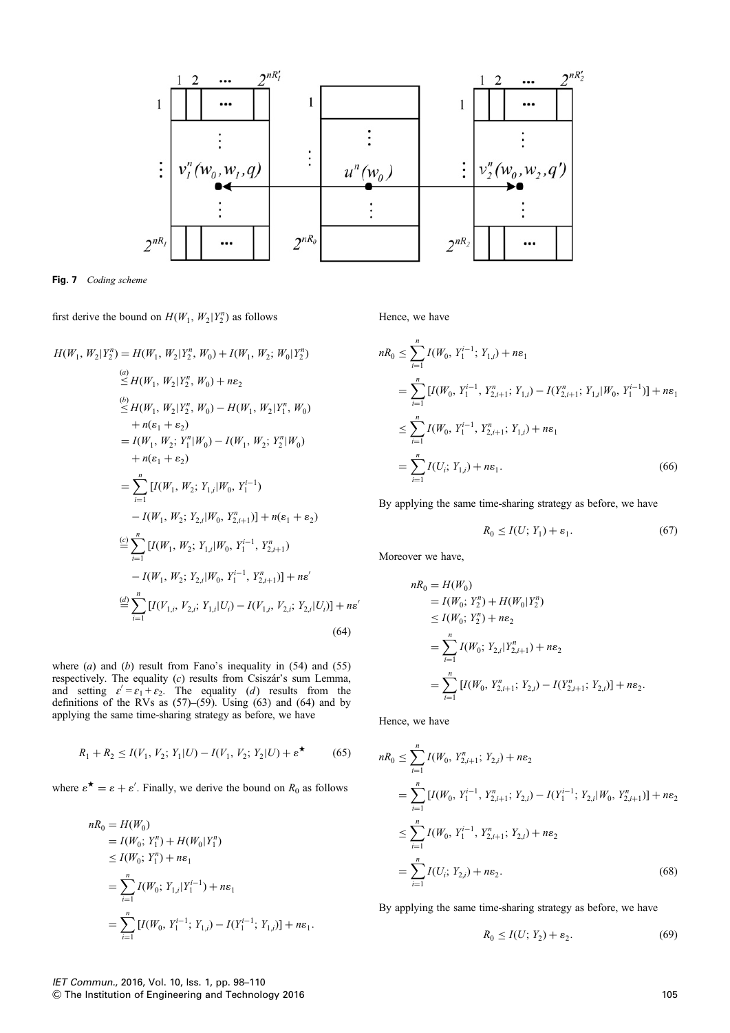**Fig. 7** *Coding scheme*

first derive the bound on $H(W_1, W_2|Y_2^n)$ as follows

$$
\begin{aligned}
H(W_1, W_2|Y_2^n) &= H(W_1, W_2|Y_2^n, W_0) + I(W_1, W_2; W_0|Y_2^n) \\
&\overset{(a)}{\leq} H(W_1, W_2|Y_2^n, W_0) + n\varepsilon_2 \\
&\overset{(b)}{\leq} H(W_1, W_2|Y_2^n, W_0) - H(W_1, W_2|Y_1^n, W_0) \\
&\quad + n(\varepsilon_1 + \varepsilon_2) \\
&= I(W_1, W_2; Y_1^n|W_0) - I(W_1, W_2; Y_2^n|W_0) \\
&\quad + n(\varepsilon_1 + \varepsilon_2) \\
&= \sum_{i=1}^{n} [I(W_1, W_2; Y_{1,i}|W_0, Y_1^{i-1}) \\
&\quad - I(W_1, W_2; Y_{2,i}|W_0, Y_{2,i+1}^n)] + n(\varepsilon_1 + \varepsilon_2) \\
&\overset{(c)}{=} \sum_{i=1}^{n} [I(W_1, W_2; Y_{1,i}|W_0, Y_1^{i-1}, Y_{2,i+1}^n) \\
&\quad - I(W_1, W_2; Y_{2,i}|W_0, Y_1^{i-1}, Y_{2,i+1}^n)] + n\varepsilon' \\
&\overset{(d)}{=} \sum_{i=1}^{n} [I(V_{1,i}, V_{2,i}; Y_{1,i}|U_i) - I(V_{1,i}, V_{2,i}; Y_{2,i}|U_i)] + n\varepsilon'
\end{aligned} \tag{64}
$$

where $(a)$ and $(b)$ result from Fano's inequality in (54) and (55) respectively. The equality $(c)$ results from Csiszár's sum Lemma, and setting $\varepsilon' = \varepsilon_1 + \varepsilon_2$. The equality $(d)$ results from the definitions of the RVs as (57)–(59). Using (63) and (64) and by applying the same time-sharing strategy as before, we have

$$
R_1 + R_2 \leq I(V_1, V_2; Y_1|U) - I(V_1, V_2; Y_2|U) + \varepsilon^{\star} \tag{65}
$$

where $\varepsilon^{\star} = \varepsilon + \varepsilon'$. Finally, we derive the bound on $R_0$ as follows

$$
\begin{aligned}
nR_0 &= H(W_0) \\
&= I(W_0; Y_1^n) + H(W_0|Y_1^n) \\
&\leq I(W_0; Y_1^n) + n\varepsilon_1 \\
&= \sum_{i=1}^{n} I(W_0; Y_{1,i}|Y_1^{i-1}) + n\varepsilon_1 \\
&= \sum_{i=1}^{n} [I(W_0, Y_1^{i-1}; Y_{1,i}) - I(Y_1^{i-1}; Y_{1,i})] + n\varepsilon_1.
\end{aligned}
$$

Hence, we have

$$
\begin{aligned}
nR_0 &\leq \sum_{i=1}^{n} I(W_0, Y_1^{i-1}; Y_{1,i}) + n\varepsilon_1 \\
&= \sum_{i=1}^{n} [I(W_0, Y_1^{i-1}, Y_{2,i+1}^n; Y_{1,i}) - I(Y_{2,i+1}^n; Y_{1,i}|W_0, Y_1^{i-1})] + n\varepsilon_1 \\
&\leq \sum_{i=1}^{n} I(W_0, Y_1^{i-1}, Y_{2,i+1}^n; Y_{1,i}) + n\varepsilon_1 \\
&= \sum_{i=1}^{n} I(U_i; Y_{1,i}) + n\varepsilon_1.
\end{aligned} \tag{66}
$$

By applying the same time-sharing strategy as before, we have

$$
R_0 \leq I(U; Y_1) + \varepsilon_1. \tag{67}
$$

Moreover we have,

$$
\begin{aligned}
nR_0 &= H(W_0) \\
&= I(W_0; Y_2^n) + H(W_0|Y_2^n) \\
&\leq I(W_0; Y_2^n) + n\varepsilon_2 \\
&= \sum_{i=1}^{n} I(W_0; Y_{2,i}|Y_{2,i+1}^n) + n\varepsilon_2 \\
&= \sum_{i=1}^{n} [I(W_0, Y_{2,i+1}^n; Y_{2,i}) - I(Y_{2,i+1}^n; Y_{2,i})] + n\varepsilon_2.
\end{aligned}
$$

Hence, we have

$$
\begin{aligned}
nR_0 &\leq \sum_{i=1}^{n} I(W_0, Y_{2,i+1}^n; Y_{2,i}) + n\varepsilon_2 \\
&= \sum_{i=1}^{n} [I(W_0, Y_1^{i-1}, Y_{2,i+1}^n; Y_{2,i}) - I(Y_1^{i-1}; Y_{2,i}|W_0, Y_{2,i+1}^n)] + n\varepsilon_2 \\
&\leq \sum_{i=1}^{n} I(W_0, Y_1^{i-1}, Y_{2,i+1}^n; Y_{2,i}) + n\varepsilon_2 \\
&= \sum_{i=1}^{n} I(U_i; Y_{2,i}) + n\varepsilon_2.
\end{aligned} \tag{68}
$$

By applying the same time-sharing strategy as before, we have

$$
R_0 \leq I(U; Y_2) + \varepsilon_2. \tag{69}
$$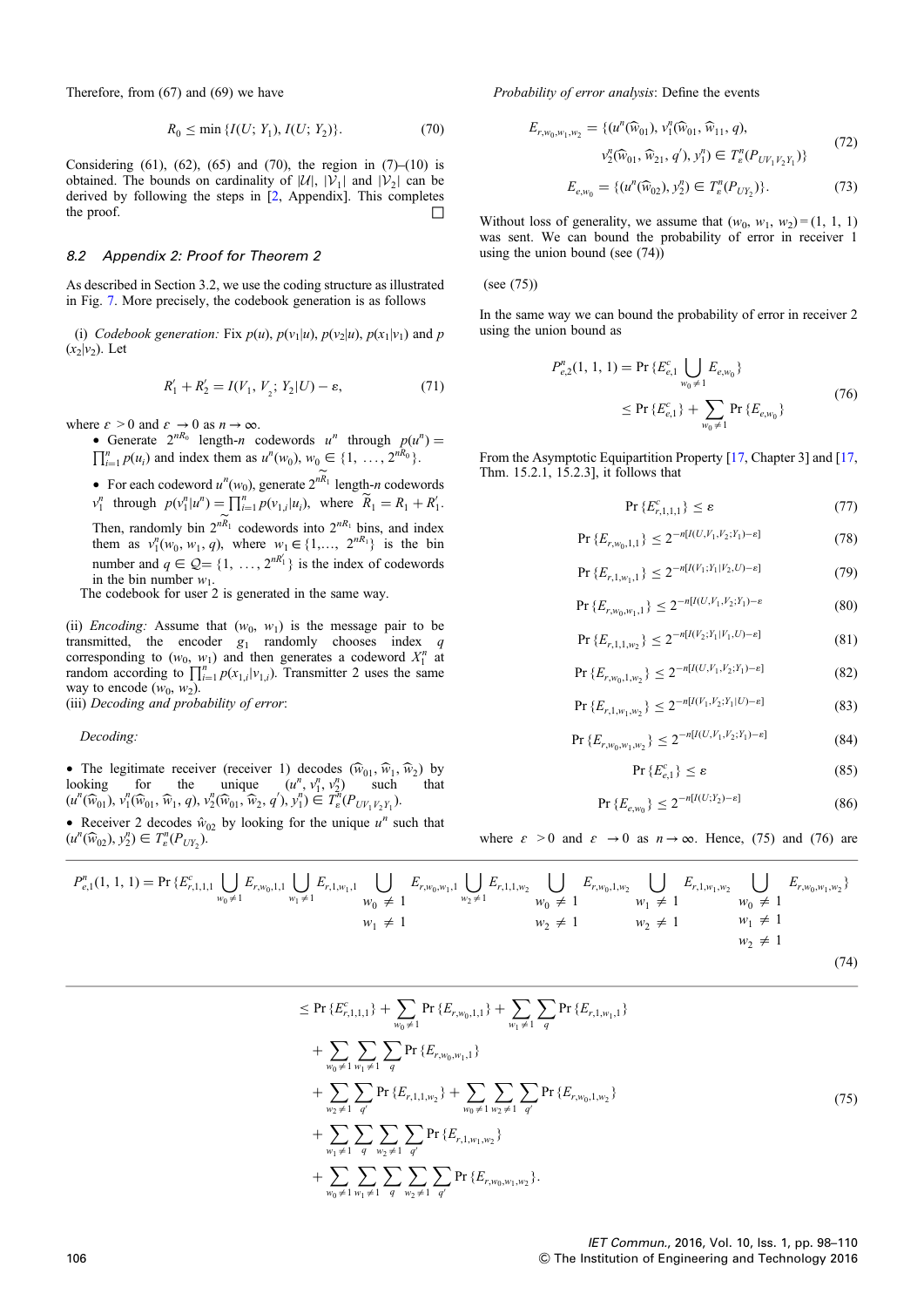Therefore, from (67) and (69) we have

$$R_0 \leq \min\{I(U; Y_1), I(U; Y_2)\}. \tag{70}$$

Considering (61), (62), (65) and (70), the region in (7)–(10) is obtained. The bounds on cardinality of $|\mathcal{U}|$, $|\mathcal{V}_1|$ and $|\mathcal{V}_2|$ can be derived by following the steps in [2, Appendix]. This completes the proof. □

### 8.2 Appendix 2: Proof for Theorem 2

As described in Section 3.2, we use the coding structure as illustrated in Fig. 7. More precisely, the codebook generation is as follows

(i) *Codebook generation:* Fix $p(u)$, $p(v_1|u)$, $p(v_2|u)$, $p(x_1|v_1)$ and $p(x_2|v_2)$. Let

$$R_1' + R_2' = I(V_1, V_2; Y_2|U) - \varepsilon, \tag{71}$$

where $\varepsilon > 0$ and $\varepsilon \to 0$ as $n \to \infty$.

- Generate $2^{nR_0}$ length-$n$ codewords $u^n$ through $p(u^n) = \prod_{i=1}^{n} p(u_i)$ and index them as $u^n(w_0)$, $w_0 \in \{1, \ldots, 2^{nR_0}\}$.
- For each codeword $u^n(w_0)$, generate $2^{n\widetilde{R}_1}$ length-$n$ codewords $v_1^n$ through $p(v_1^n|u^n) = \prod_{i=1}^{n} p(v_{1,i}|u_i)$, where $\widetilde{R}_1 = R_1 + R_1'$. Then, randomly bin $2^{n\widetilde{R}_1}$ codewords into $2^{nR_1}$ bins, and index them as $v_1^n(w_0, w_1, q)$, where $w_1 \in \{1, \ldots, 2^{nR_1}\}$ is the bin number and $q \in \mathcal{Q} = \{1, \ldots, 2^{nR_1'}\}$ is the index of codewords in the bin number $w_1$.

The codebook for user 2 is generated in the same way.

(ii) *Encoding:* Assume that $(w_0, w_1)$ is the message pair to be transmitted, the encoder $g_1$ randomly chooses index $q$ corresponding to $(w_0, w_1)$ and then generates a codeword $X_1^n$ at random according to $\prod_{i=1}^{n} p(x_{1,i}|v_{1,i})$. Transmitter 2 uses the same way to encode $(w_0, w_2)$.

(iii) *Decoding and probability of error*:

*Decoding:*

- The legitimate receiver (receiver 1) decodes $(\widehat{w}_{01}, \widehat{w}_1, \widehat{w}_2)$ by looking for the unique $(u^n, v_1^n, v_2^n)$ such that $(u^n(\widehat{w}_{01}), v_1^n(\widehat{w}_{01}, \widehat{w}_1, q), v_2^n(\widehat{w}_{01}, \widehat{w}_2, q'), y_1^n) \in T_\varepsilon^n(P_{UV_1V_2Y_1})$.
- Receiver 2 decodes $\hat{w}_{02}$ by looking for the unique $u^n$ such that $(u^n(\widehat{w}_{02}), y_2^n) \in T_\varepsilon^n(P_{UY_2})$.

*Probability of error analysis*: Define the events

$$E_{r,w_0,w_1,w_2} = \{(u^n(\widehat{w}_{01}), v_1^n(\widehat{w}_{01}, \widehat{w}_{11}, q), v_2^n(\widehat{w}_{01}, \widehat{w}_{21}, q'), y_1^n) \in T_\varepsilon^n(P_{UV_1V_2Y_1})\} \tag{72}$$

$$E_{e,w_0} = \{(u^n(\widehat{w}_{02}), y_2^n) \in T_\varepsilon^n(P_{UY_2})\}. \tag{73}$$

Without loss of generality, we assume that $(w_0, w_1, w_2) = (1, 1, 1)$ was sent. We can bound the probability of error in receiver 1 using the union bound (see (74))

(see (75))

In the same way we can bound the probability of error in receiver 2 using the union bound as

$$\begin{aligned} P_{e,2}^n(1,1,1) &= \Pr\{E_{e,1}^c \bigcup_{w_0 \neq 1} E_{e,w_0}\} \\ &\leq \Pr\{E_{e,1}^c\} + \sum_{w_0 \neq 1} \Pr\{E_{e,w_0}\} \end{aligned} \tag{76}$$

From the Asymptotic Equipartition Property [17, Chapter 3] and [17, Thm. 15.2.1, 15.2.3], it follows that

$$\Pr\{E_{r,1,1,1}^c\} \leq \varepsilon \tag{77}$$

$$\Pr\{E_{r,w_0,1,1}\} \leq 2^{-n[I(U,V_1,V_2;Y_1)-\varepsilon]} \tag{78}$$

$$\Pr\{E_{r,1,w_1,1}\} \leq 2^{-n[I(V_1;Y_1|V_2,U)-\varepsilon]} \tag{79}$$

$$\Pr\{E_{r,w_0,w_1,1}\} \leq 2^{-n[I(U,V_1,V_2;Y_1)-\varepsilon} \tag{80}$$

$$\Pr\{E_{r,1,1,w_2}\} \leq 2^{-n[I(V_2;Y_1|V_1,U)-\varepsilon]} \tag{81}$$

$$\Pr\{E_{r,w_0,1,w_2}\} \leq 2^{-n[I(U,V_1,V_2;Y_1)-\varepsilon]} \tag{82}$$

$$\Pr\{E_{r,1,w_1,w_2}\} \leq 2^{-n[I(V_1,V_2;Y_1|U)-\varepsilon]} \tag{83}$$

$$\Pr\{E_{r,w_0,w_1,w_2}\} \leq 2^{-n[I(U,V_1,V_2;Y_1)-\varepsilon]} \tag{84}$$

$$\Pr\{E_{e,1}^c\} \leq \varepsilon \tag{85}$$

$$\Pr\{E_{e,w_0}\} \leq 2^{-n[I(U;Y_2)-\varepsilon]} \tag{86}$$

where $\varepsilon > 0$ and $\varepsilon \to 0$ as $n \to \infty$. Hence, (75) and (76) are

$$P_{e,1}^n(1,1,1) = \Pr\{E_{r,1,1,1}^c \bigcup_{w_0 \neq 1} E_{r,w_0,1,1} \bigcup_{w_1 \neq 1} E_{r,1,w_1,1} \bigcup_{\substack{w_0 \neq 1 \\ w_1 \neq 1}} E_{r,w_0,w_1,1} \bigcup_{w_2 \neq 1} E_{r,1,1,w_2} \bigcup_{\substack{w_0 \neq 1 \\ w_2 \neq 1}} E_{r,w_0,1,w_2} \bigcup_{\substack{w_1 \neq 1 \\ w_2 \neq 1}} E_{r,1,w_1,w_2} \bigcup_{\substack{w_0 \neq 1 \\ w_1 \neq 1 \\ w_2 \neq 1}} E_{r,w_0,w_1,w_2}\} \tag{74}$$

$$\begin{aligned} &\leq \Pr\{E_{r,1,1,1}^c\} + \sum_{w_0 \neq 1} \Pr\{E_{r,w_0,1,1}\} + \sum_{w_1 \neq 1} \sum_{q} \Pr\{E_{r,1,w_1,1}\} \\ &+ \sum_{w_0 \neq 1} \sum_{w_1 \neq 1} \sum_{q} \Pr\{E_{r,w_0,w_1,1}\} \\ &+ \sum_{w_2 \neq 1} \sum_{q'} \Pr\{E_{r,1,1,w_2}\} + \sum_{w_0 \neq 1} \sum_{w_2 \neq 1} \sum_{q'} \Pr\{E_{r,w_0,1,w_2}\} \\ &+ \sum_{w_1 \neq 1} \sum_{q} \sum_{w_2 \neq 1} \sum_{q'} \Pr\{E_{r,1,w_1,w_2}\} \\ &+ \sum_{w_0 \neq 1} \sum_{w_1 \neq 1} \sum_{q} \sum_{w_2 \neq 1} \sum_{q'} \Pr\{E_{r,w_0,w_1,w_2}\}. \end{aligned} \tag{75}$$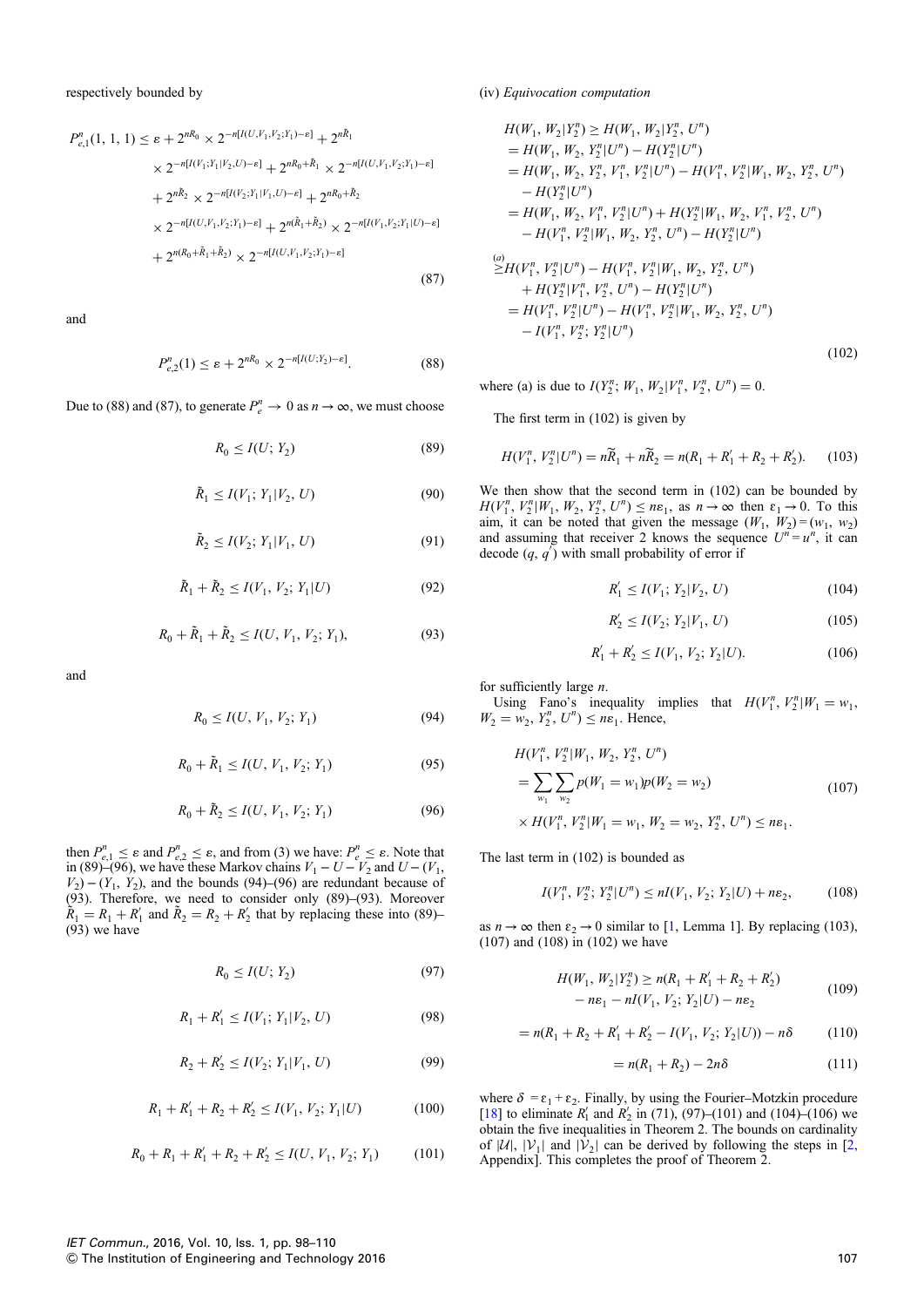respectively bounded by

$$
\begin{aligned}
P_{e,1}^n(1,1,1) \le\ & \varepsilon + 2^{nR_0} \times 2^{-n[I(U,V_1,V_2;Y_1)-\varepsilon]} + 2^{n\tilde{R}_1} \\
& \times 2^{-n[I(V_1;Y_1|V_2,U)-\varepsilon]} + 2^{nR_0+\tilde{R}_1} \times 2^{-n[I(U,V_1,V_2;Y_1)-\varepsilon]} \\
& + 2^{n\tilde{R}_2} \times 2^{-n[I(V_2;Y_1|V_1,U)-\varepsilon]} + 2^{nR_0+\tilde{R}_2} \\
& \times 2^{-n[I(U,V_1,V_2;Y_1)-\varepsilon]} + 2^{n(\tilde{R}_1+\tilde{R}_2)} \times 2^{-n[I(V_1,V_2;Y_1|U)-\varepsilon]} \\
& + 2^{n(R_0+\tilde{R}_1+\tilde{R}_2)} \times 2^{-n[I(U,V_1,V_2;Y_1)-\varepsilon]}
\end{aligned}
\tag{87}
$$

and

$$
P_{e,2}^n(1) \le \varepsilon + 2^{nR_0} \times 2^{-n[I(U;Y_2)-\varepsilon]}. \tag{88}
$$

Due to (88) and (87), to generate $P_e^n \to 0$ as $n \to \infty$, we must choose

$$R_0 \le I(U;Y_2) \tag{89}$$

$$\tilde{R}_1 \le I(V_1;Y_1|V_2,U) \tag{90}$$

$$\tilde{R}_2 \le I(V_2;Y_1|V_1,U) \tag{91}$$

$$\tilde{R}_1 + \tilde{R}_2 \le I(V_1,V_2;Y_1|U) \tag{92}$$

$$R_0 + \tilde{R}_1 + \tilde{R}_2 \le I(U,V_1,V_2;Y_1), \tag{93}$$

and

$$R_0 \le I(U,V_1,V_2;Y_1) \tag{94}$$

$$R_0 + \tilde{R}_1 \le I(U,V_1,V_2;Y_1) \tag{95}$$

$$R_0 + \tilde{R}_2 \le I(U,V_1,V_2;Y_1) \tag{96}$$

then $P_{e,1}^n \le \varepsilon$ and $P_{e,2}^n \le \varepsilon$, and from (3) we have: $P_e^n \le \varepsilon$. Note that in (89)–(96), we have these Markov chains $V_1 - U - V_2$ and $U - (V_1, V_2) - (Y_1, Y_2)$, and the bounds (94)–(96) are redundant because of (93). Therefore, we need to consider only (89)–(93). Moreover $\tilde{R}_1 = R_1 + R_1'$ and $\tilde{R}_2 = R_2 + R_2'$ that by replacing these into (89)–(93) we have

$$R_0 \le I(U;Y_2) \tag{97}$$

$$R_1 + R_1' \le I(V_1;Y_1|V_2,U) \tag{98}$$

$$R_2 + R_2' \le I(V_2;Y_1|V_1,U) \tag{99}$$

$$R_1 + R_1' + R_2 + R_2' \le I(V_1,V_2;Y_1|U) \tag{100}$$

$$R_0 + R_1 + R_1' + R_2 + R_2' \le I(U,V_1,V_2;Y_1) \tag{101}$$

(iv) *Equivocation computation*

$$
\begin{aligned}
H(W_1,W_2|Y_2^n) &\ge H(W_1,W_2|Y_2^n,U^n) \\
&= H(W_1,W_2,Y_2^n|U^n) - H(Y_2^n|U^n) \\
&= H(W_1,W_2,Y_2^n,V_1^n,V_2^n|U^n) - H(V_1^n,V_2^n|W_1,W_2,Y_2^n,U^n) \\
&\quad - H(Y_2^n|U^n) \\
&= H(W_1,W_2,V_1^n,V_2^n|U^n) + H(Y_2^n|W_1,W_2,V_1^n,V_2^n,U^n) \\
&\quad - H(V_1^n,V_2^n|W_1,W_2,Y_2^n,U^n) - H(Y_2^n|U^n) \\
&\overset{(a)}{\ge} H(V_1^n,V_2^n|U^n) - H(V_1^n,V_2^n|W_1,W_2,Y_2^n,U^n) \\
&\quad + H(Y_2^n|V_1^n,V_2^n,U^n) - H(Y_2^n|U^n) \\
&= H(V_1^n,V_2^n|U^n) - H(V_1^n,V_2^n|W_1,W_2,Y_2^n,U^n) \\
&\quad - I(V_1^n,V_2^n;Y_2^n|U^n)
\end{aligned}
\tag{102}
$$

where (a) is due to $I(Y_2^n;W_1,W_2|V_1^n,V_2^n,U^n) = 0$.

The first term in (102) is given by

$$H(V_1^n,V_2^n|U^n) = n\tilde{R}_1 + n\tilde{R}_2 = n(R_1 + R_1' + R_2 + R_2'). \tag{103}$$

We then show that the second term in (102) can be bounded by $H(V_1^n,V_2^n|W_1,W_2,Y_2^n,U^n) \le n\varepsilon_1$, as $n \to \infty$ then $\varepsilon_1 \to 0$. To this aim, it can be noted that given the message $(W_1, W_2) = (w_1, w_2)$ and assuming that receiver 2 knows the sequence $U^n = u^n$, it can decode $(q, q')$ with small probability of error if

$$R_1' \le I(V_1;Y_2|V_2,U) \tag{104}$$

$$R_2' \le I(V_2;Y_2|V_1,U) \tag{105}$$

$$R_1' + R_2' \le I(V_1,V_2;Y_2|U). \tag{106}$$

for sufficiently large $n$.

Using Fano's inequality implies that $H(V_1^n,V_2^n|W_1 = w_1, W_2 = w_2, Y_2^n, U^n) \le n\varepsilon_1$. Hence,

$$
\begin{aligned}
&H(V_1^n,V_2^n|W_1,W_2,Y_2^n,U^n) \\
&= \sum_{w_1}\sum_{w_2} p(W_1 = w_1)p(W_2 = w_2) \\
&\times H(V_1^n,V_2^n|W_1 = w_1, W_2 = w_2, Y_2^n, U^n) \le n\varepsilon_1.
\end{aligned}
\tag{107}
$$

The last term in (102) is bounded as

$$I(V_1^n,V_2^n;Y_2^n|U^n) \le nI(V_1,V_2;Y_2|U) + n\varepsilon_2, \tag{108}$$

as $n \to \infty$ then $\varepsilon_2 \to 0$ similar to [1, Lemma 1]. By replacing (103), (107) and (108) in (102) we have

$$
\begin{aligned}
H(W_1,W_2|Y_2^n) \ge\ & n(R_1 + R_1' + R_2 + R_2') \\
& - n\varepsilon_1 - nI(V_1,V_2;Y_2|U) - n\varepsilon_2
\end{aligned}
\tag{109}
$$

$$= n(R_1 + R_2 + R_1' + R_2' - I(V_1,V_2;Y_2|U)) - n\delta \tag{110}$$

$$= n(R_1 + R_2) - 2n\delta \tag{111}$$

where $\delta = \varepsilon_1 + \varepsilon_2$. Finally, by using the Fourier–Motzkin procedure [18] to eliminate $R_1'$ and $R_2'$ in (71), (97)–(101) and (104)–(106) we obtain the five inequalities in Theorem 2. The bounds on cardinality of $|\mathcal{U}|$, $|\mathcal{V}_1|$ and $|\mathcal{V}_2|$ can be derived by following the steps in [2, Appendix]. This completes the proof of Theorem 2.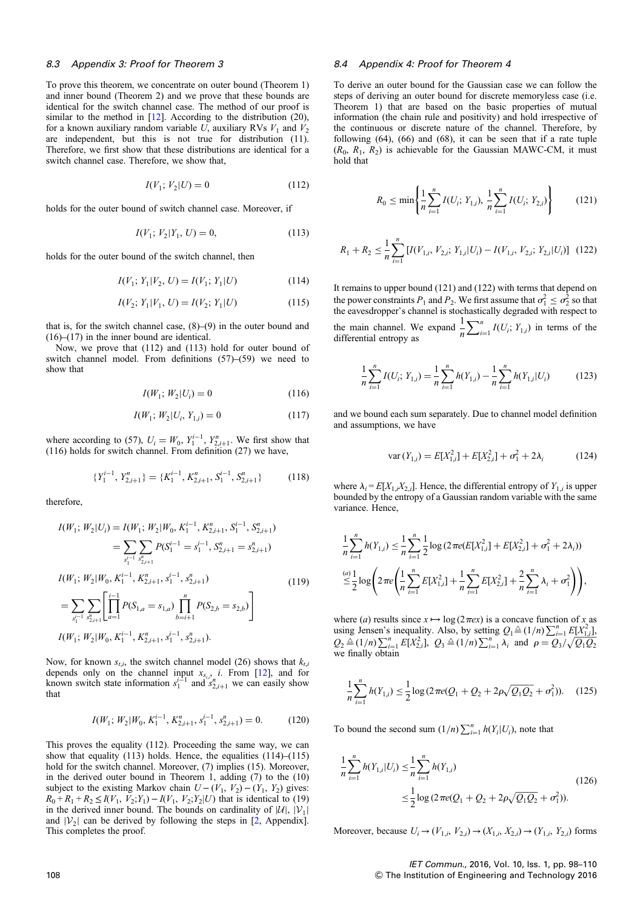### 8.3 Appendix 3: Proof for Theorem 3

To prove this theorem, we concentrate on outer bound (Theorem 1) and inner bound (Theorem 2) and we prove that these bounds are identical for the switch channel case. The method of our proof is similar to the method in [12]. According to the distribution (20), for a known auxiliary random variable $U$, auxiliary RVs $V_1$ and $V_2$ are independent, but this is not true for distribution (11). Therefore, we first show that these distributions are identical for a switch channel case. Therefore, we show that,

$$I(V_1; V_2|U) = 0 \tag{112}$$

holds for the outer bound of switch channel case. Moreover, if

$$I(V_1; V_2|Y_1, U) = 0, \tag{113}$$

holds for the outer bound of the switch channel, then

$$I(V_1; Y_1|V_2, U) = I(V_1; Y_1|U) \tag{114}$$

$$I(V_2; Y_1|V_1, U) = I(V_2; Y_1|U) \tag{115}$$

that is, for the switch channel case, (8)–(9) in the outer bound and (16)–(17) in the inner bound are identical.

Now, we prove that (112) and (113) hold for outer bound of switch channel model. From definitions (57)–(59) we need to show that

$$I(W_1; W_2|U_i) = 0 \tag{116}$$

$$I(W_1; W_2|U_i, Y_{1,i}) = 0 \tag{117}$$

where according to (57), $U_i = W_0, Y_1^{i-1}, Y_{2,i+1}^n$. We first show that (116) holds for switch channel. From definition (27) we have,

$$\{Y_1^{i-1}, Y_{2,i+1}^n\} = \{K_1^{i-1}, K_{2,i+1}^n, S_1^{i-1}, S_{2,i+1}^n\} \tag{118}$$

therefore,

$$\begin{aligned}
I(W_1; W_2|U_i) &= I(W_1; W_2|W_0, K_1^{i-1}, K_{2,i+1}^n, S_1^{i-1}, S_{2,i+1}^n) \\
&= \sum_{s_1^{i-1}} \sum_{s_{2,i+1}^n} P(S_1^{i-1} = s_1^{i-1}, S_{2,i+1}^n = s_{2,i+1}^n) \\
&\quad I(W_1; W_2|W_0, K_1^{i-1}, K_{2,i+1}^n, s_1^{i-1}, s_{2,i+1}^n) \\
&= \sum_{s_1^{i-1}} \sum_{s_{2,i+1}^n} \left[ \prod_{a=1}^{i-1} P(S_{1,a} = s_{1,a}) \prod_{b=i+1}^{n} P(S_{2,b} = s_{2,b}) \right] \\
&\quad I(W_1; W_2|W_0, K_1^{i-1}, K_{2,i+1}^n, s_1^{i-1}, s_{2,i+1}^n).
\end{aligned} \tag{119}$$

Now, for known $s_{t,i}$, the switch channel model (26) shows that $k_{t,i}$ depends only on the channel input $x_{s_{t,i}}, i$. From [12], and for known switch state information $s_1^{i-1}$ and $s_{2,i+1}^n$ we can easily show that

$$I(W_1; W_2|W_0, K_1^{i-1}, K_{2,i+1}^n, s_1^{i-1}, s_{2,i+1}^n) = 0. \tag{120}$$

This proves the equality (112). Proceeding the same way, we can show that equality (113) holds. Hence, the equalities (114)–(115) hold for the switch channel. Moreover, (7) implies (15). Moreover, in the derived outer bound in Theorem 1, adding (7) to the (10) subject to the existing Markov chain $U - (V_1, V_2) - (Y_1, Y_2)$ gives: $R_0 + R_1 + R_2 \le I(V_1, V_2; Y_1) - I(V_1, V_2; Y_2|U)$ that is identical to (19) in the derived inner bound. The bounds on cardinality of $|\mathcal{U}|$, $|\mathcal{V}_1|$ and $|\mathcal{V}_2|$ can be derived by following the steps in [2, Appendix]. This completes the proof.

### 8.4 Appendix 4: Proof for Theorem 4

To derive an outer bound for the Gaussian case we can follow the steps of deriving an outer bound for discrete memoryless case (i.e. Theorem 1) that are based on the basic properties of mutual information (the chain rule and positivity) and hold irrespective of the continuous or discrete nature of the channel. Therefore, by following (64), (66) and (68), it can be seen that if a rate tuple $(R_0, R_1, R_2)$ is achievable for the Gaussian MAWC-CM, it must hold that

$$R_0 \le \min\left\{ \frac{1}{n}\sum_{i=1}^{n} I(U_i; Y_{1,i}), \frac{1}{n}\sum_{i=1}^{n} I(U_i; Y_{2,i}) \right\} \tag{121}$$

$$R_1 + R_2 \le \frac{1}{n}\sum_{i=1}^{n} \left[ I(V_{1,i}, V_{2,i}; Y_{1,i}|U_i) - I(V_{1,i}, V_{2,i}; Y_{2,i}|U_i) \right] \tag{122}$$

It remains to upper bound (121) and (122) with terms that depend on the power constraints $P_1$ and $P_2$. We first assume that $\sigma_1^2 \le \sigma_2^2$ so that the eavesdropper's channel is stochastically degraded with respect to the main channel. We expand $\frac{1}{n}\sum_{i=1}^{n} I(U_i; Y_{1,i})$ in terms of the differential entropy as

$$\frac{1}{n}\sum_{i=1}^{n} I(U_i; Y_{1,i}) = \frac{1}{n}\sum_{i=1}^{n} h(Y_{1,i}) - \frac{1}{n}\sum_{i=1}^{n} h(Y_{1,i}|U_i) \tag{123}$$

and we bound each sum separately. Due to channel model definition and assumptions, we have

$$\mathrm{var}(Y_{1,i}) = E[X_{1,i}^2] + E[X_{2,i}^2] + \sigma_1^2 + 2\lambda_i \tag{124}$$

where $\lambda_i = E[X_{1,i} X_{2,i}]$. Hence, the differential entropy of $Y_{1,i}$ is upper bounded by the entropy of a Gaussian random variable with the same variance. Hence,

$$\begin{aligned}
\frac{1}{n}\sum_{i=1}^{n} h(Y_{1,i}) &\le \frac{1}{n}\sum_{i=1}^{n} \frac{1}{2}\log\left(2\pi e(E[X_{1,i}^2] + E[X_{2,i}^2] + \sigma_1^2 + 2\lambda_i)\right) \\
&\overset{(a)}{\le} \frac{1}{2}\log\left(2\pi e\left(\frac{1}{n}\sum_{i=1}^{n} E[X_{1,i}^2] + \frac{1}{n}\sum_{i=1}^{n} E[X_{2,i}^2] + \frac{2}{n}\sum_{i=1}^{n} \lambda_i + \sigma_1^2\right)\right),
\end{aligned}$$

where (*a*) results since $x \mapsto \log(2\pi e x)$ is a concave function of $x$ as using Jensen's inequality. Also, by setting $Q_1 \triangleq (1/n)\sum_{i=1}^{n} E[X_{1,i}^2]$, $Q_2 \triangleq (1/n)\sum_{i=1}^{n} E[X_{2,i}^2]$, $Q_3 \triangleq (1/n)\sum_{i=1}^{n} \lambda_i$ and $\rho = Q_3/\sqrt{Q_1 Q_2}$ we finally obtain

$$\frac{1}{n}\sum_{i=1}^{n} h(Y_{1,i}) \le \frac{1}{2}\log\left(2\pi e(Q_1 + Q_2 + 2\rho\sqrt{Q_1 Q_2} + \sigma_1^2)\right). \tag{125}$$

To bound the second sum $(1/n)\sum_{i=1}^{n} h(Y_i|U_i)$, note that

$$\begin{aligned}
\frac{1}{n}\sum_{i=1}^{n} h(Y_{1,i}|U_i) &\le \frac{1}{n}\sum_{i=1}^{n} h(Y_{1,i}) \\
&\le \frac{1}{2}\log\left(2\pi e(Q_1 + Q_2 + 2\rho\sqrt{Q_1 Q_2} + \sigma_1^2)\right).
\end{aligned} \tag{126}$$

Moreover, because $U_i \to (V_{1,i}, V_{2,i}) \to (X_{1,i}, X_{2,i}) \to (Y_{1,i}, Y_{2,i})$ forms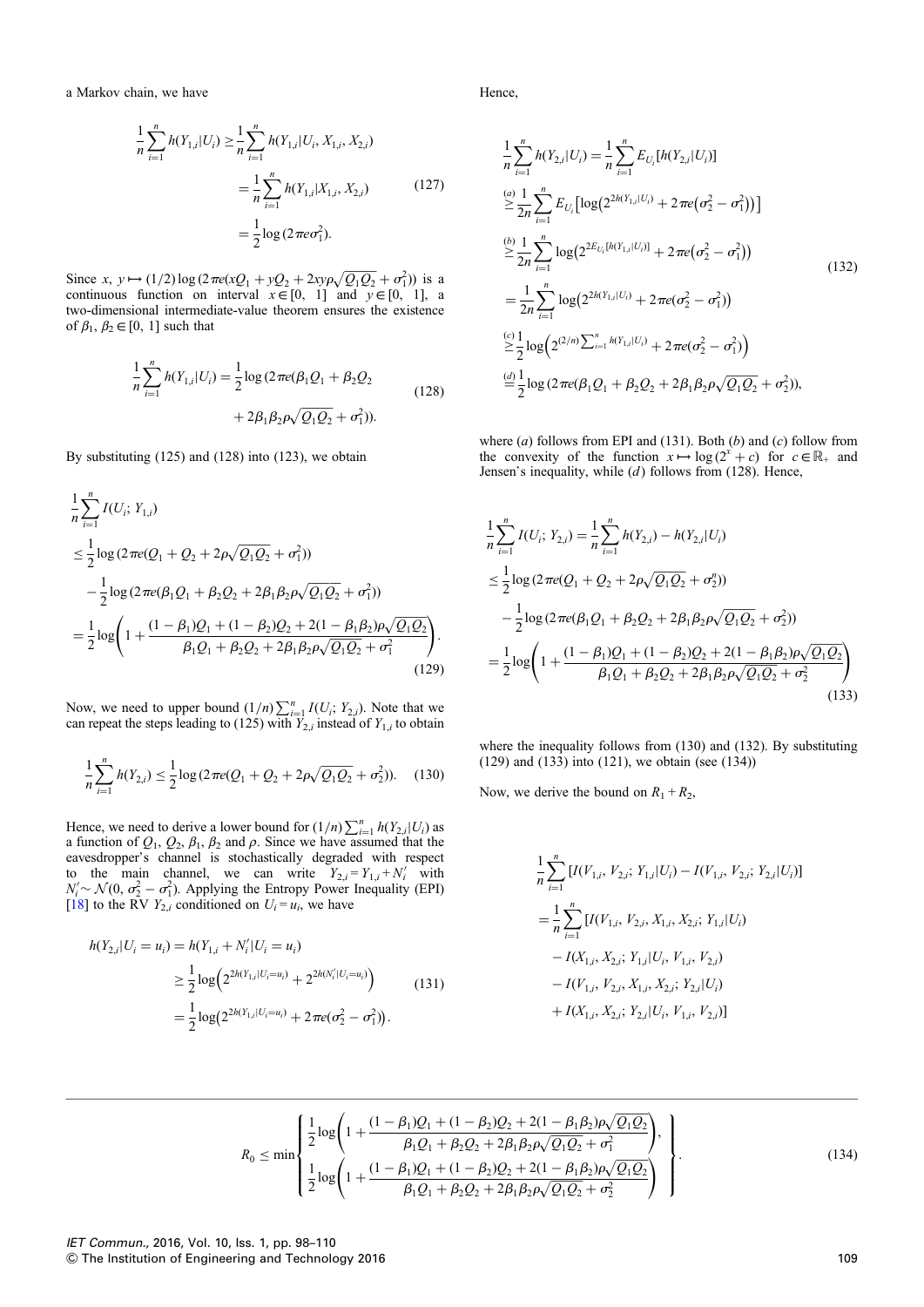a Markov chain, we have

$$\begin{aligned}\frac{1}{n}\sum_{i=1}^{n} h(Y_{1,i}|U_i) &\geq \frac{1}{n}\sum_{i=1}^{n} h(Y_{1,i}|U_i, X_{1,i}, X_{2,i}) \\ &= \frac{1}{n}\sum_{i=1}^{n} h(Y_{1,i}|X_{1,i}, X_{2,i}) \\ &= \frac{1}{2}\log(2\pi e\sigma_1^2).\end{aligned} \tag{127}$$

Since $x, y \mapsto (1/2)\log(2\pi e(xQ_1 + yQ_2 + 2xy\rho\sqrt{Q_1Q_2} + \sigma_1^2))$ is a continuous function on interval $x \in [0, 1]$ and $y \in [0, 1]$, a two-dimensional intermediate-value theorem ensures the existence of $\beta_1, \beta_2 \in [0, 1]$ such that

$$\frac{1}{n}\sum_{i=1}^{n} h(Y_{1,i}|U_i) = \frac{1}{2}\log(2\pi e(\beta_1 Q_1 + \beta_2 Q_2 + 2\beta_1\beta_2\rho\sqrt{Q_1Q_2} + \sigma_1^2)). \tag{128}$$

By substituting (125) and (128) into (123), we obtain

$$\begin{aligned}&\frac{1}{n}\sum_{i=1}^{n} I(U_i; Y_{1,i}) \\ &\leq \frac{1}{2}\log(2\pi e(Q_1 + Q_2 + 2\rho\sqrt{Q_1Q_2} + \sigma_1^2)) \\ &\quad - \frac{1}{2}\log(2\pi e(\beta_1 Q_1 + \beta_2 Q_2 + 2\beta_1\beta_2\rho\sqrt{Q_1Q_2} + \sigma_1^2)) \\ &= \frac{1}{2}\log\left(1 + \frac{(1-\beta_1)Q_1 + (1-\beta_2)Q_2 + 2(1-\beta_1\beta_2)\rho\sqrt{Q_1Q_2}}{\beta_1 Q_1 + \beta_2 Q_2 + 2\beta_1\beta_2\rho\sqrt{Q_1Q_2} + \sigma_1^2}\right).\end{aligned} \tag{129}$$

Now, we need to upper bound $(1/n)\sum_{i=1}^{n} I(U_i; Y_{2,i})$. Note that we can repeat the steps leading to (125) with $Y_{2,i}$ instead of $Y_{1,i}$ to obtain

$$\frac{1}{n}\sum_{i=1}^{n} h(Y_{2,i}) \leq \frac{1}{2}\log(2\pi e(Q_1 + Q_2 + 2\rho\sqrt{Q_1Q_2} + \sigma_2^2)). \tag{130}$$

Hence, we need to derive a lower bound for $(1/n)\sum_{i=1}^{n} h(Y_{2,i}|U_i)$ as a function of $Q_1$, $Q_2$, $\beta_1$, $\beta_2$ and $\rho$. Since we have assumed that the eavesdropper's channel is stochastically degraded with respect to the main channel, we can write $Y_{2,i} = Y_{1,i} + N_i'$ with $N_i' \sim \mathcal{N}(0, \sigma_2^2 - \sigma_1^2)$. Applying the Entropy Power Inequality (EPI) [18] to the RV $Y_{2,i}$ conditioned on $U_i = u_i$, we have

$$\begin{aligned}h(Y_{2,i}|U_i = u_i) &= h(Y_{1,i} + N_i'|U_i = u_i) \\ &\geq \frac{1}{2}\log\left(2^{2h(Y_{1,i}|U_i=u_i)} + 2^{2h(N_i'|U_i=u_i)}\right) \\ &= \frac{1}{2}\log\left(2^{2h(Y_{1,i}|U_i=u_i)} + 2\pi e(\sigma_2^2 - \sigma_1^2)\right).\end{aligned} \tag{131}$$

Hence,

$$\begin{aligned}\frac{1}{n}\sum_{i=1}^{n} h(Y_{2,i}|U_i) &= \frac{1}{n}\sum_{i=1}^{n} E_{U_i}[h(Y_{2,i}|U_i)] \\ &\overset{(a)}{\geq} \frac{1}{2n}\sum_{i=1}^{n} E_{U_i}\left[\log\left(2^{2h(Y_{1,i}|U_i)} + 2\pi e\left(\sigma_2^2 - \sigma_1^2\right)\right)\right] \\ &\overset{(b)}{\geq} \frac{1}{2n}\sum_{i=1}^{n} \log\left(2^{2E_{U_i}[h(Y_{1,i}|U_i)]} + 2\pi e(\sigma_2^2 - \sigma_1^2)\right) \\ &= \frac{1}{2n}\sum_{i=1}^{n} \log\left(2^{2h(Y_{1,i}|U_i)} + 2\pi e(\sigma_2^2 - \sigma_1^2)\right) \\ &\overset{(c)}{\geq} \frac{1}{2}\log\left(2^{(2/n)\sum_{i=1}^{n} h(Y_{1,i}|U_i)} + 2\pi e(\sigma_2^2 - \sigma_1^2)\right) \\ &\overset{(d)}{=} \frac{1}{2}\log(2\pi e(\beta_1 Q_1 + \beta_2 Q_2 + 2\beta_1\beta_2\rho\sqrt{Q_1Q_2} + \sigma_2^2)),\end{aligned} \tag{132}$$

where $(a)$ follows from EPI and (131). Both $(b)$ and $(c)$ follow from the convexity of the function $x \mapsto \log(2^x + c)$ for $c \in \mathbb{R}_+$ and Jensen's inequality, while $(d)$ follows from (128). Hence,

$$\begin{aligned}\frac{1}{n}\sum_{i=1}^{n} I(U_i; Y_{2,i}) &= \frac{1}{n}\sum_{i=1}^{n} h(Y_{2,i}) - h(Y_{2,i}|U_i) \\ &\leq \frac{1}{2}\log(2\pi e(Q_1 + Q_2 + 2\rho\sqrt{Q_1Q_2} + \sigma_2^n)) \\ &\quad - \frac{1}{2}\log(2\pi e(\beta_1 Q_1 + \beta_2 Q_2 + 2\beta_1\beta_2\rho\sqrt{Q_1Q_2} + \sigma_2^2)) \\ &= \frac{1}{2}\log\left(1 + \frac{(1-\beta_1)Q_1 + (1-\beta_2)Q_2 + 2(1-\beta_1\beta_2)\rho\sqrt{Q_1Q_2}}{\beta_1 Q_1 + \beta_2 Q_2 + 2\beta_1\beta_2\rho\sqrt{Q_1Q_2} + \sigma_2^2}\right)\end{aligned} \tag{133}$$

where the inequality follows from (130) and (132). By substituting (129) and (133) into (121), we obtain (see (134))

Now, we derive the bound on $R_1 + R_2$,

$$\begin{aligned}&\frac{1}{n}\sum_{i=1}^{n} [I(V_{1,i}, V_{2,i}; Y_{1,i}|U_i) - I(V_{1,i}, V_{2,i}; Y_{2,i}|U_i)] \\ &= \frac{1}{n}\sum_{i=1}^{n} [I(V_{1,i}, V_{2,i}, X_{1,i}, X_{2,i}; Y_{1,i}|U_i) \\ &\quad - I(X_{1,i}, X_{2,i}; Y_{1,i}|U_i, V_{1,i}, V_{2,i}) \\ &\quad - I(V_{1,i}, V_{2,i}, X_{1,i}, X_{2,i}; Y_{2,i}|U_i) \\ &\quad + I(X_{1,i}, X_{2,i}; Y_{2,i}|U_i, V_{1,i}, V_{2,i})]\end{aligned}$$

$$R_0 \leq \min\left\{\begin{array}{l}\frac{1}{2}\log\left(1 + \frac{(1-\beta_1)Q_1 + (1-\beta_2)Q_2 + 2(1-\beta_1\beta_2)\rho\sqrt{Q_1Q_2}}{\beta_1 Q_1 + \beta_2 Q_2 + 2\beta_1\beta_2\rho\sqrt{Q_1Q_2} + \sigma_1^2}\right), \\ \frac{1}{2}\log\left(1 + \frac{(1-\beta_1)Q_1 + (1-\beta_2)Q_2 + 2(1-\beta_1\beta_2)\rho\sqrt{Q_1Q_2}}{\beta_1 Q_1 + \beta_2 Q_2 + 2\beta_1\beta_2\rho\sqrt{Q_1Q_2} + \sigma_2^2}\right)\end{array}\right\}. \tag{134}$$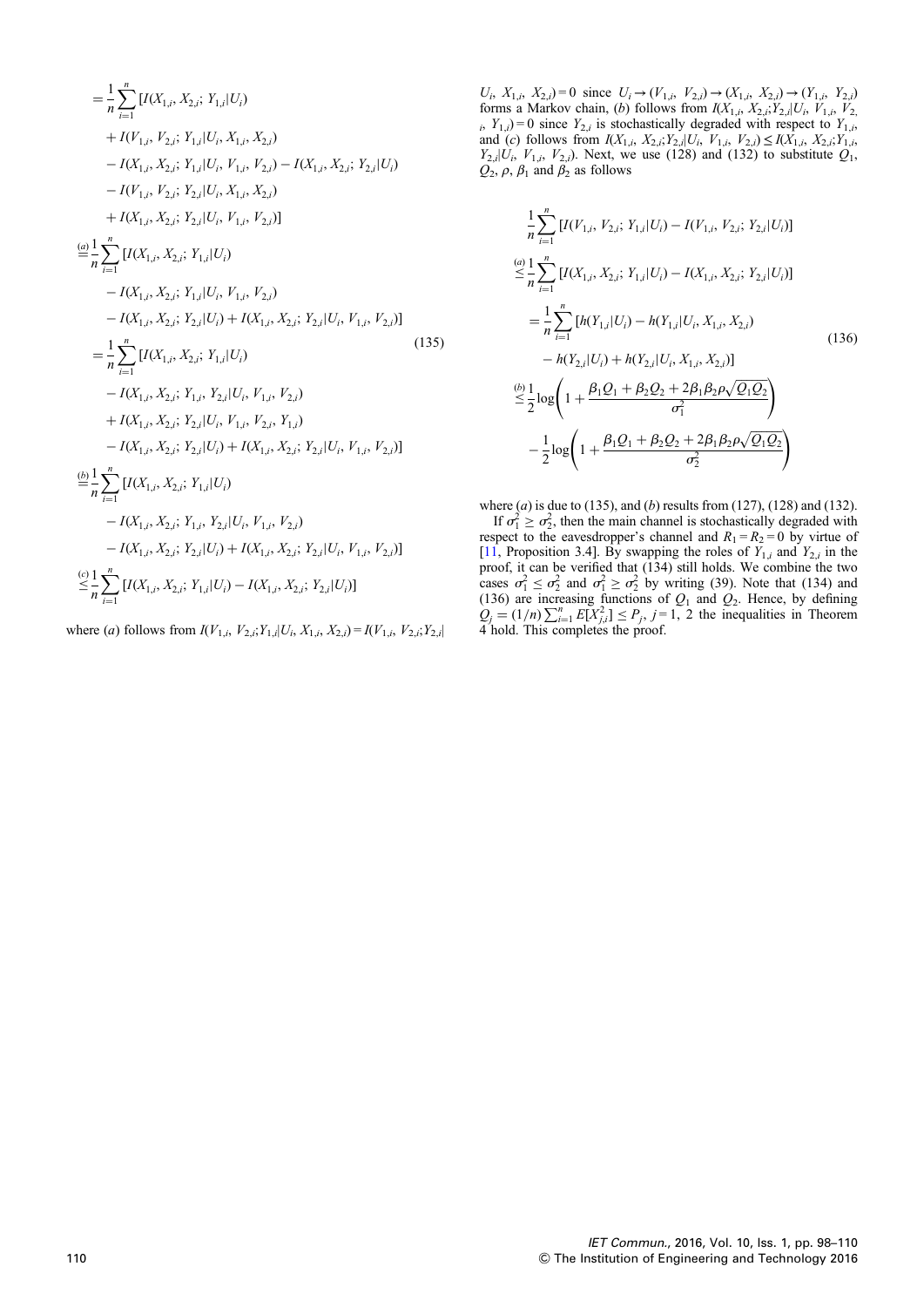$$
\begin{aligned}
&= \frac{1}{n}\sum_{i=1}^{n}[I(X_{1,i}, X_{2,i}; Y_{1,i}|U_i) \\
&\quad + I(V_{1,i}, V_{2,i}; Y_{1,i}|U_i, X_{1,i}, X_{2,i}) \\
&\quad - I(X_{1,i}, X_{2,i}; Y_{1,i}|U_i, V_{1,i}, V_{2,i}) - I(X_{1,i}, X_{2,i}; Y_{2,i}|U_i) \\
&\quad - I(V_{1,i}, V_{2,i}; Y_{2,i}|U_i, X_{1,i}, X_{2,i}) \\
&\quad + I(X_{1,i}, X_{2,i}; Y_{2,i}|U_i, V_{1,i}, V_{2,i})] \\
&\stackrel{(a)}{=} \frac{1}{n}\sum_{i=1}^{n}[I(X_{1,i}, X_{2,i}; Y_{1,i}|U_i) \\
&\quad - I(X_{1,i}, X_{2,i}; Y_{1,i}|U_i, V_{1,i}, V_{2,i}) \\
&\quad - I(X_{1,i}, X_{2,i}; Y_{2,i}|U_i) + I(X_{1,i}, X_{2,i}; Y_{2,i}|U_i, V_{1,i}, V_{2,i})] \\
&= \frac{1}{n}\sum_{i=1}^{n}[I(X_{1,i}, X_{2,i}; Y_{1,i}|U_i) \\
&\quad - I(X_{1,i}, X_{2,i}; Y_{1,i}, Y_{2,i}|U_i, V_{1,i}, V_{2,i}) \\
&\quad + I(X_{1,i}, X_{2,i}; Y_{2,i}|U_i, V_{1,i}, V_{2,i}, Y_{1,i}) \\
&\quad - I(X_{1,i}, X_{2,i}; Y_{2,i}|U_i) + I(X_{1,i}, X_{2,i}; Y_{2,i}|U_i, V_{1,i}, V_{2,i})] \\
&\stackrel{(b)}{=} \frac{1}{n}\sum_{i=1}^{n}[I(X_{1,i}, X_{2,i}; Y_{1,i}|U_i) \\
&\quad - I(X_{1,i}, X_{2,i}; Y_{1,i}, Y_{2,i}|U_i, V_{1,i}, V_{2,i}) \\
&\quad - I(X_{1,i}, X_{2,i}; Y_{2,i}|U_i) + I(X_{1,i}, X_{2,i}; Y_{2,i}|U_i, V_{1,i}, V_{2,i})] \\
&\stackrel{(c)}{\leq} \frac{1}{n}\sum_{i=1}^{n}[I(X_{1,i}, X_{2,i}; Y_{1,i}|U_i) - I(X_{1,i}, X_{2,i}; Y_{2,i}|U_i)]
\end{aligned} \tag{135}
$$

where (*a*) follows from $I(V_{1,i}, V_{2,i}; Y_{1,i}|U_i, X_{1,i}, X_{2,i}) = I(V_{1,i}, V_{2,i}; Y_{2,i}|U_i, X_{1,i}, X_{2,i}) = 0$ since $U_i \to (V_{1,i}, V_{2,i}) \to (X_{1,i}, X_{2,i}) \to (Y_{1,i}, Y_{2,i})$ forms a Markov chain, (*b*) follows from $I(X_{1,i}, X_{2,i}; Y_{2,i}|U_i, V_{1,i}, V_{2,i}, Y_{1,i}) = 0$ since $Y_{2,i}$ is stochastically degraded with respect to $Y_{1,i}$, and (*c*) follows from $I(X_{1,i}, X_{2,i}; Y_{2,i}|U_i, V_{1,i}, V_{2,i}) \leq I(X_{1,i}, X_{2,i}; Y_{1,i}, Y_{2,i}|U_i, V_{1,i}, V_{2,i})$. Next, we use (128) and (132) to substitute $Q_1$, $Q_2$, $\rho$, $\beta_1$ and $\beta_2$ as follows

$$
\begin{aligned}
&\frac{1}{n}\sum_{i=1}^{n}[I(V_{1,i}, V_{2,i}; Y_{1,i}|U_i) - I(V_{1,i}, V_{2,i}; Y_{2,i}|U_i)] \\
&\stackrel{(a)}{\leq} \frac{1}{n}\sum_{i=1}^{n}[I(X_{1,i}, X_{2,i}; Y_{1,i}|U_i) - I(X_{1,i}, X_{2,i}; Y_{2,i}|U_i)] \\
&= \frac{1}{n}\sum_{i=1}^{n}[h(Y_{1,i}|U_i) - h(Y_{1,i}|U_i, X_{1,i}, X_{2,i}) \\
&\quad - h(Y_{2,i}|U_i) + h(Y_{2,i}|U_i, X_{1,i}, X_{2,i})] \\
&\stackrel{(b)}{\leq} \frac{1}{2}\log\left(1 + \frac{\beta_1 Q_1 + \beta_2 Q_2 + 2\beta_1\beta_2\rho\sqrt{Q_1 Q_2}}{\sigma_1^2}\right) \\
&\quad - \frac{1}{2}\log\left(1 + \frac{\beta_1 Q_1 + \beta_2 Q_2 + 2\beta_1\beta_2\rho\sqrt{Q_1 Q_2}}{\sigma_2^2}\right)
\end{aligned} \tag{136}
$$

where (*a*) is due to (135), and (*b*) results from (127), (128) and (132).

If $\sigma_1^2 \geq \sigma_2^2$, then the main channel is stochastically degraded with respect to the eavesdropper's channel and $R_1 = R_2 = 0$ by virtue of [11, Proposition 3.4]. By swapping the roles of $Y_{1,i}$ and $Y_{2,i}$ in the proof, it can be verified that (134) still holds. We combine the two cases $\sigma_1^2 \leq \sigma_2^2$ and $\sigma_1^2 \geq \sigma_2^2$ by writing (39). Note that (134) and (136) are increasing functions of $Q_1$ and $Q_2$. Hence, by defining $Q_j = (1/n)\sum_{i=1}^{n} E[X_{j,i}^2] \leq P_j$, $j = 1, 2$ the inequalities in Theorem 4 hold. This completes the proof.